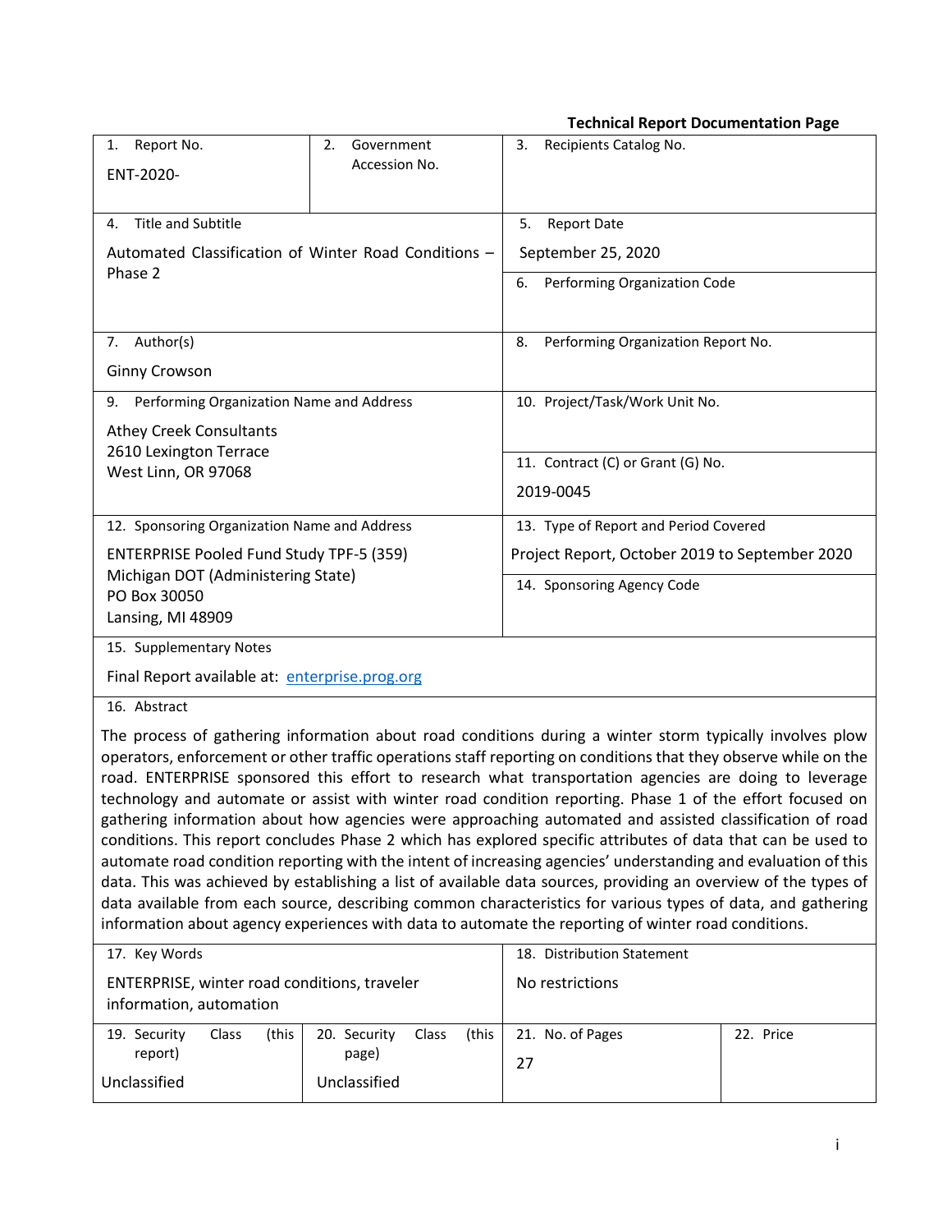**Technical Report Documentation Page**

| 1. Report No. | 2. Government Accession No. | 3. Recipients Catalog No. |
|---|---|---|
| ENT-2020- | | |

| 4. Title and Subtitle | 5. Report Date |
|---|---|
| Automated Classification of Winter Road Conditions – Phase 2 | September 25, 2020 |
| | 6. Performing Organization Code |
| 7. Author(s) | 8. Performing Organization Report No. |
| Ginny Crowson | |
| 9. Performing Organization Name and Address | 10. Project/Task/Work Unit No. |
| Athey Creek Consultants<br>2610 Lexington Terrace<br>West Linn, OR 97068 | |
| | 11. Contract (C) or Grant (G) No.<br>2019-0045 |
| 12. Sponsoring Organization Name and Address | 13. Type of Report and Period Covered |
| ENTERPRISE Pooled Fund Study TPF-5 (359)<br>Michigan DOT (Administering State)<br>PO Box 30050<br>Lansing, MI 48909 | Project Report, October 2019 to September 2020 |
| | 14. Sponsoring Agency Code |

15. Supplementary Notes

Final Report available at: enterprise.prog.org

16. Abstract

The process of gathering information about road conditions during a winter storm typically involves plow operators, enforcement or other traffic operations staff reporting on conditions that they observe while on the road. ENTERPRISE sponsored this effort to research what transportation agencies are doing to leverage technology and automate or assist with winter road condition reporting. Phase 1 of the effort focused on gathering information about how agencies were approaching automated and assisted classification of road conditions. This report concludes Phase 2 which has explored specific attributes of data that can be used to automate road condition reporting with the intent of increasing agencies' understanding and evaluation of this data. This was achieved by establishing a list of available data sources, providing an overview of the types of data available from each source, describing common characteristics for various types of data, and gathering information about agency experiences with data to automate the reporting of winter road conditions.

| 17. Key Words | 18. Distribution Statement |
|---|---|
| ENTERPRISE, winter road conditions, traveler information, automation | No restrictions |

| 19. Security Class (this report) | 20. Security Class (this page) | 21. No. of Pages | 22. Price |
|---|---|---|---|
| Unclassified | Unclassified | 27 | |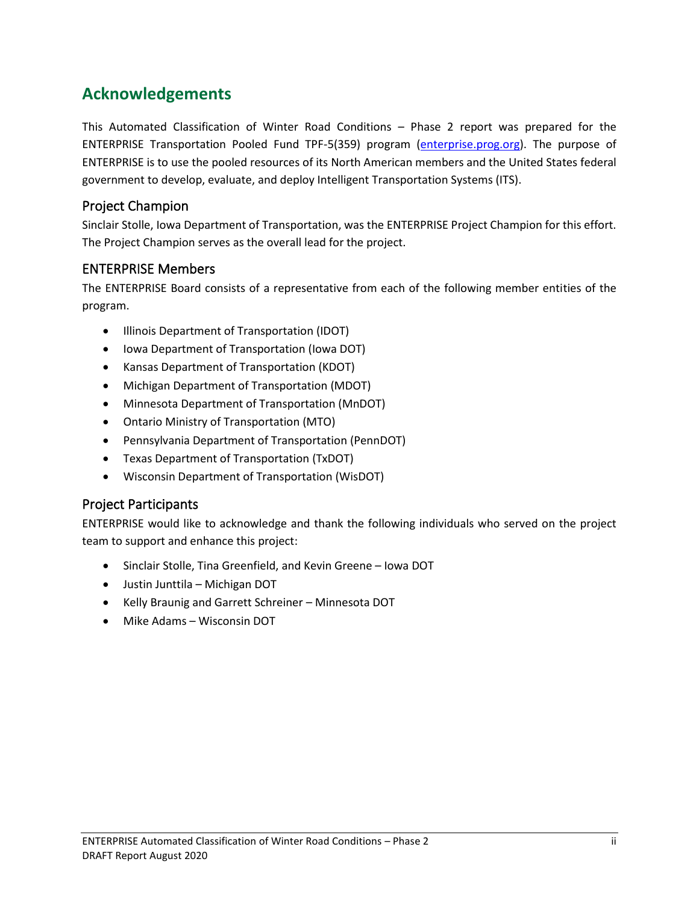# Acknowledgements

This Automated Classification of Winter Road Conditions – Phase 2 report was prepared for the ENTERPRISE Transportation Pooled Fund TPF-5(359) program (enterprise.prog.org). The purpose of ENTERPRISE is to use the pooled resources of its North American members and the United States federal government to develop, evaluate, and deploy Intelligent Transportation Systems (ITS).

## Project Champion

Sinclair Stolle, Iowa Department of Transportation, was the ENTERPRISE Project Champion for this effort. The Project Champion serves as the overall lead for the project.

## ENTERPRISE Members

The ENTERPRISE Board consists of a representative from each of the following member entities of the program.

- Illinois Department of Transportation (IDOT)
- Iowa Department of Transportation (Iowa DOT)
- Kansas Department of Transportation (KDOT)
- Michigan Department of Transportation (MDOT)
- Minnesota Department of Transportation (MnDOT)
- Ontario Ministry of Transportation (MTO)
- Pennsylvania Department of Transportation (PennDOT)
- Texas Department of Transportation (TxDOT)
- Wisconsin Department of Transportation (WisDOT)

## Project Participants

ENTERPRISE would like to acknowledge and thank the following individuals who served on the project team to support and enhance this project:

- Sinclair Stolle, Tina Greenfield, and Kevin Greene – Iowa DOT
- Justin Junttila – Michigan DOT
- Kelly Braunig and Garrett Schreiner – Minnesota DOT
- Mike Adams – Wisconsin DOT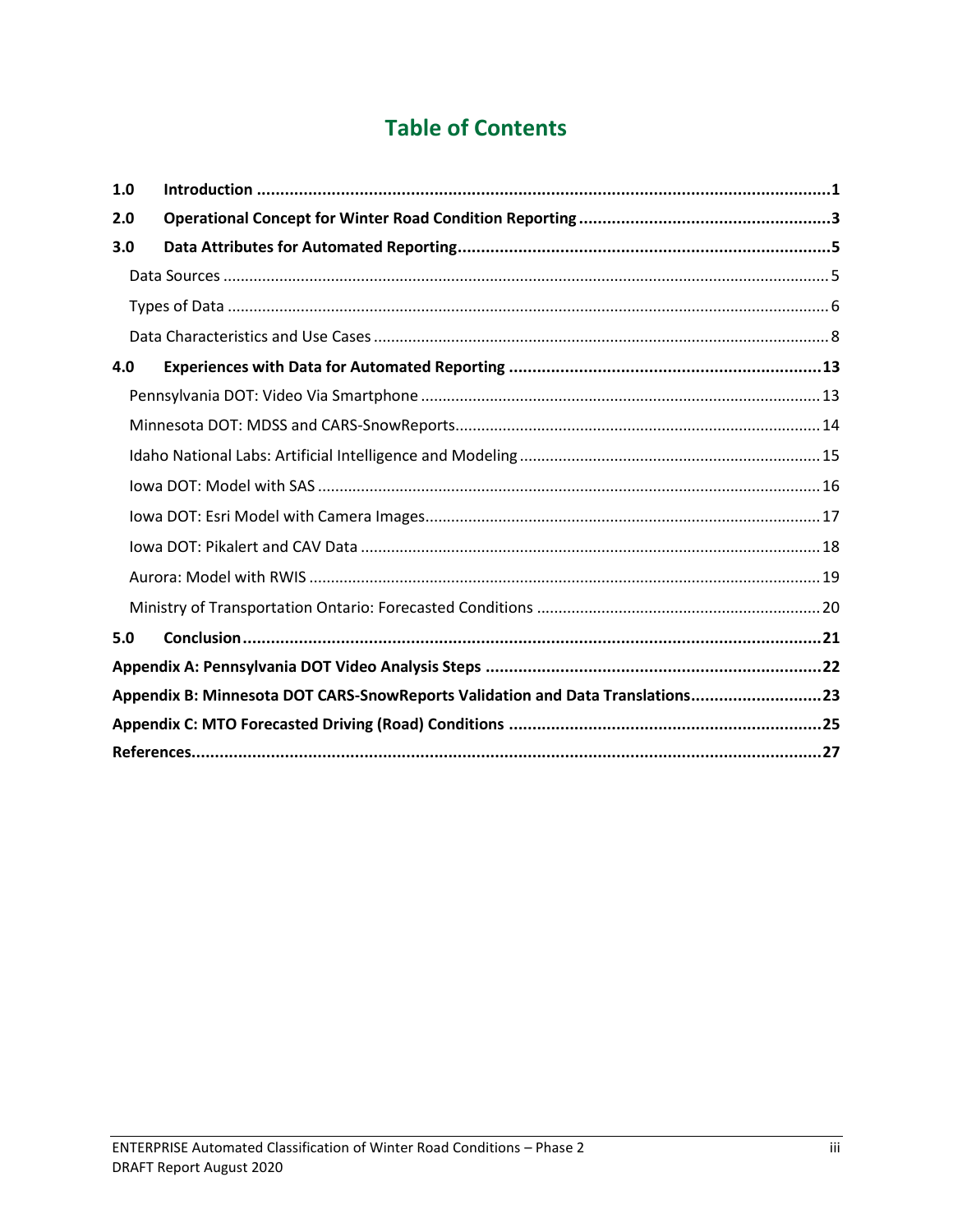# Table of Contents

| | | |
|---|---|---|
| **1.0** | **Introduction** | **1** |
| **2.0** | **Operational Concept for Winter Road Condition Reporting** | **3** |
| **3.0** | **Data Attributes for Automated Reporting** | **5** |
| | Data Sources | 5 |
| | Types of Data | 6 |
| | Data Characteristics and Use Cases | 8 |
| **4.0** | **Experiences with Data for Automated Reporting** | **13** |
| | Pennsylvania DOT: Video Via Smartphone | 13 |
| | Minnesota DOT: MDSS and CARS-SnowReports | 14 |
| | Idaho National Labs: Artificial Intelligence and Modeling | 15 |
| | Iowa DOT: Model with SAS | 16 |
| | Iowa DOT: Esri Model with Camera Images | 17 |
| | Iowa DOT: Pikalert and CAV Data | 18 |
| | Aurora: Model with RWIS | 19 |
| | Ministry of Transportation Ontario: Forecasted Conditions | 20 |
| **5.0** | **Conclusion** | **21** |
| **Appendix A: Pennsylvania DOT Video Analysis Steps** | | **22** |
| **Appendix B: Minnesota DOT CARS-SnowReports Validation and Data Translations** | | **23** |
| **Appendix C: MTO Forecasted Driving (Road) Conditions** | | **25** |
| **References** | | **27** |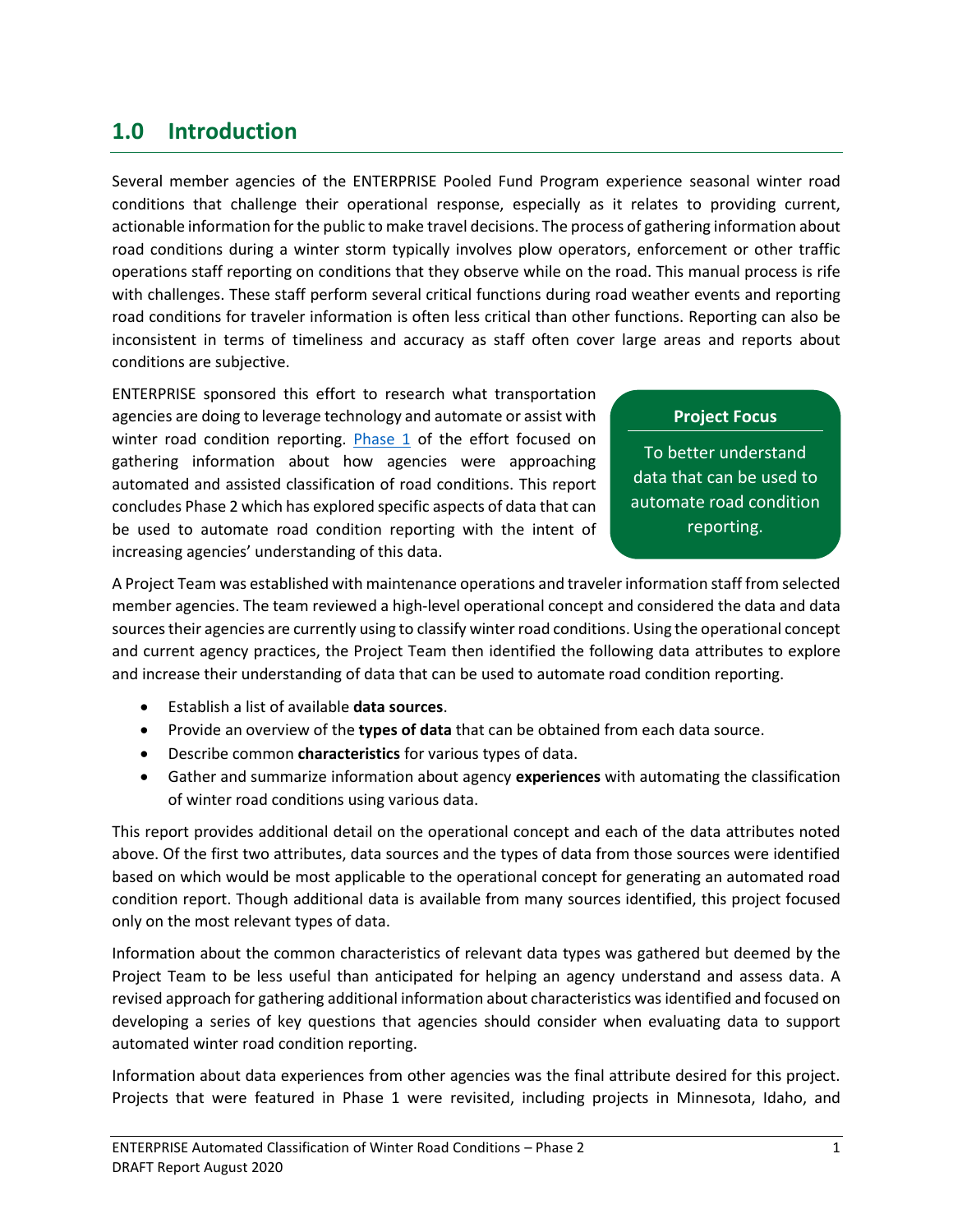# 1.0 Introduction

Several member agencies of the ENTERPRISE Pooled Fund Program experience seasonal winter road conditions that challenge their operational response, especially as it relates to providing current, actionable information for the public to make travel decisions. The process of gathering information about road conditions during a winter storm typically involves plow operators, enforcement or other traffic operations staff reporting on conditions that they observe while on the road. This manual process is rife with challenges. These staff perform several critical functions during road weather events and reporting road conditions for traveler information is often less critical than other functions. Reporting can also be inconsistent in terms of timeliness and accuracy as staff often cover large areas and reports about conditions are subjective.

ENTERPRISE sponsored this effort to research what transportation agencies are doing to leverage technology and automate or assist with winter road condition reporting. Phase 1 of the effort focused on gathering information about how agencies were approaching automated and assisted classification of road conditions. This report concludes Phase 2 which has explored specific aspects of data that can be used to automate road condition reporting with the intent of increasing agencies' understanding of this data.

> **Project Focus**
>
> To better understand data that can be used to automate road condition reporting.

A Project Team was established with maintenance operations and traveler information staff from selected member agencies. The team reviewed a high-level operational concept and considered the data and data sources their agencies are currently using to classify winter road conditions. Using the operational concept and current agency practices, the Project Team then identified the following data attributes to explore and increase their understanding of data that can be used to automate road condition reporting.

- Establish a list of available **data sources**.
- Provide an overview of the **types of data** that can be obtained from each data source.
- Describe common **characteristics** for various types of data.
- Gather and summarize information about agency **experiences** with automating the classification of winter road conditions using various data.

This report provides additional detail on the operational concept and each of the data attributes noted above. Of the first two attributes, data sources and the types of data from those sources were identified based on which would be most applicable to the operational concept for generating an automated road condition report. Though additional data is available from many sources identified, this project focused only on the most relevant types of data.

Information about the common characteristics of relevant data types was gathered but deemed by the Project Team to be less useful than anticipated for helping an agency understand and assess data. A revised approach for gathering additional information about characteristics was identified and focused on developing a series of key questions that agencies should consider when evaluating data to support automated winter road condition reporting.

Information about data experiences from other agencies was the final attribute desired for this project. Projects that were featured in Phase 1 were revisited, including projects in Minnesota, Idaho, and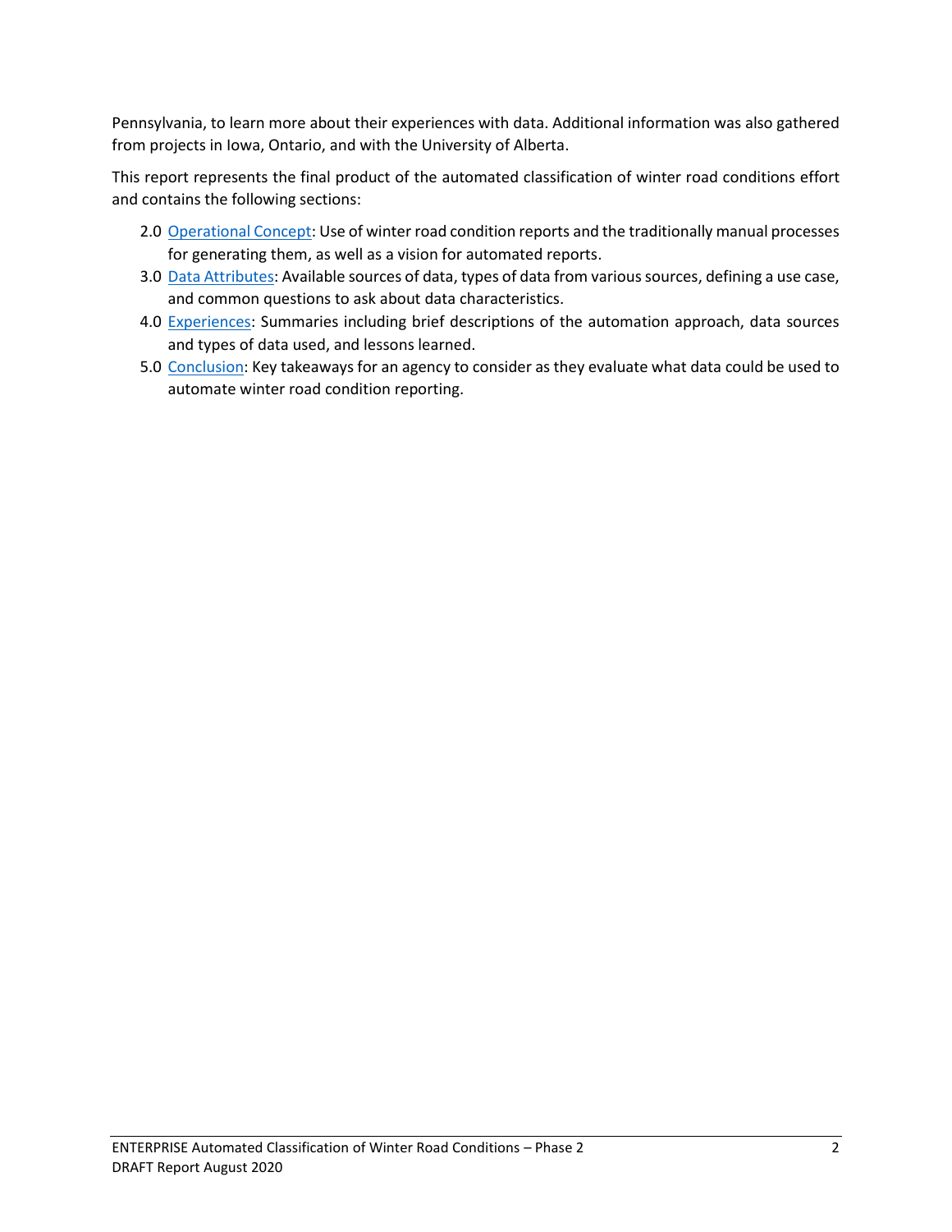Pennsylvania, to learn more about their experiences with data. Additional information was also gathered from projects in Iowa, Ontario, and with the University of Alberta.

This report represents the final product of the automated classification of winter road conditions effort and contains the following sections:

- 2.0 Operational Concept: Use of winter road condition reports and the traditionally manual processes for generating them, as well as a vision for automated reports.
- 3.0 Data Attributes: Available sources of data, types of data from various sources, defining a use case, and common questions to ask about data characteristics.
- 4.0 Experiences: Summaries including brief descriptions of the automation approach, data sources and types of data used, and lessons learned.
- 5.0 Conclusion: Key takeaways for an agency to consider as they evaluate what data could be used to automate winter road condition reporting.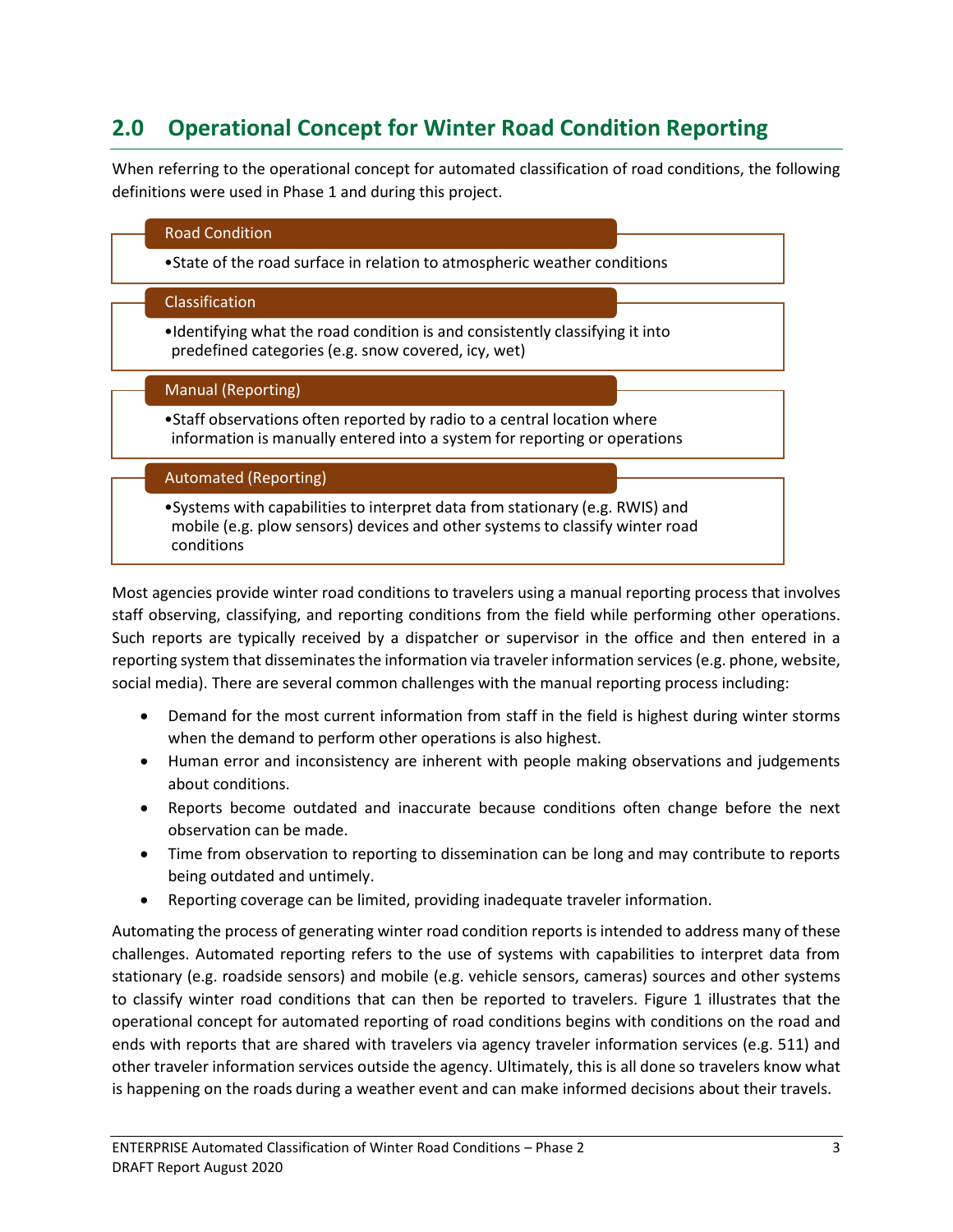## 2.0 Operational Concept for Winter Road Condition Reporting

When referring to the operational concept for automated classification of road conditions, the following definitions were used in Phase 1 and during this project.

**Road Condition**

- State of the road surface in relation to atmospheric weather conditions

**Classification**

- Identifying what the road condition is and consistently classifying it into predefined categories (e.g. snow covered, icy, wet)

**Manual (Reporting)**

- Staff observations often reported by radio to a central location where information is manually entered into a system for reporting or operations

**Automated (Reporting)**

- Systems with capabilities to interpret data from stationary (e.g. RWIS) and mobile (e.g. plow sensors) devices and other systems to classify winter road conditions

Most agencies provide winter road conditions to travelers using a manual reporting process that involves staff observing, classifying, and reporting conditions from the field while performing other operations. Such reports are typically received by a dispatcher or supervisor in the office and then entered in a reporting system that disseminates the information via traveler information services (e.g. phone, website, social media). There are several common challenges with the manual reporting process including:

- Demand for the most current information from staff in the field is highest during winter storms when the demand to perform other operations is also highest.
- Human error and inconsistency are inherent with people making observations and judgements about conditions.
- Reports become outdated and inaccurate because conditions often change before the next observation can be made.
- Time from observation to reporting to dissemination can be long and may contribute to reports being outdated and untimely.
- Reporting coverage can be limited, providing inadequate traveler information.

Automating the process of generating winter road condition reports is intended to address many of these challenges. Automated reporting refers to the use of systems with capabilities to interpret data from stationary (e.g. roadside sensors) and mobile (e.g. vehicle sensors, cameras) sources and other systems to classify winter road conditions that can then be reported to travelers. Figure 1 illustrates that the operational concept for automated reporting of road conditions begins with conditions on the road and ends with reports that are shared with travelers via agency traveler information services (e.g. 511) and other traveler information services outside the agency. Ultimately, this is all done so travelers know what is happening on the roads during a weather event and can make informed decisions about their travels.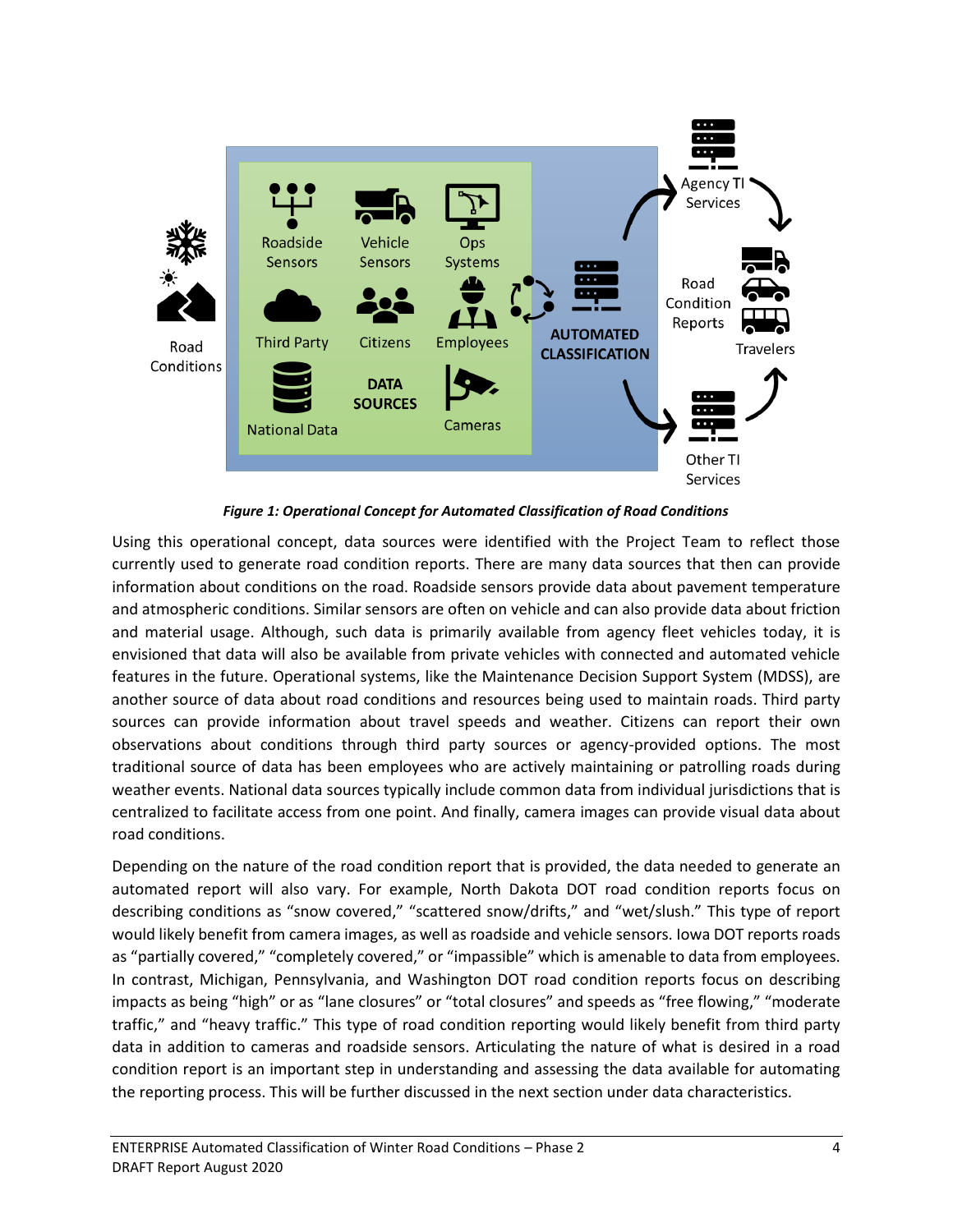*Figure 1: Operational Concept for Automated Classification of Road Conditions*

Using this operational concept, data sources were identified with the Project Team to reflect those currently used to generate road condition reports. There are many data sources that then can provide information about conditions on the road. Roadside sensors provide data about pavement temperature and atmospheric conditions. Similar sensors are often on vehicle and can also provide data about friction and material usage. Although, such data is primarily available from agency fleet vehicles today, it is envisioned that data will also be available from private vehicles with connected and automated vehicle features in the future. Operational systems, like the Maintenance Decision Support System (MDSS), are another source of data about road conditions and resources being used to maintain roads. Third party sources can provide information about travel speeds and weather. Citizens can report their own observations about conditions through third party sources or agency-provided options. The most traditional source of data has been employees who are actively maintaining or patrolling roads during weather events. National data sources typically include common data from individual jurisdictions that is centralized to facilitate access from one point. And finally, camera images can provide visual data about road conditions.

Depending on the nature of the road condition report that is provided, the data needed to generate an automated report will also vary. For example, North Dakota DOT road condition reports focus on describing conditions as "snow covered," "scattered snow/drifts," and "wet/slush." This type of report would likely benefit from camera images, as well as roadside and vehicle sensors. Iowa DOT reports roads as "partially covered," "completely covered," or "impassible" which is amenable to data from employees. In contrast, Michigan, Pennsylvania, and Washington DOT road condition reports focus on describing impacts as being "high" or as "lane closures" or "total closures" and speeds as "free flowing," "moderate traffic," and "heavy traffic." This type of road condition reporting would likely benefit from third party data in addition to cameras and roadside sensors. Articulating the nature of what is desired in a road condition report is an important step in understanding and assessing the data available for automating the reporting process. This will be further discussed in the next section under data characteristics.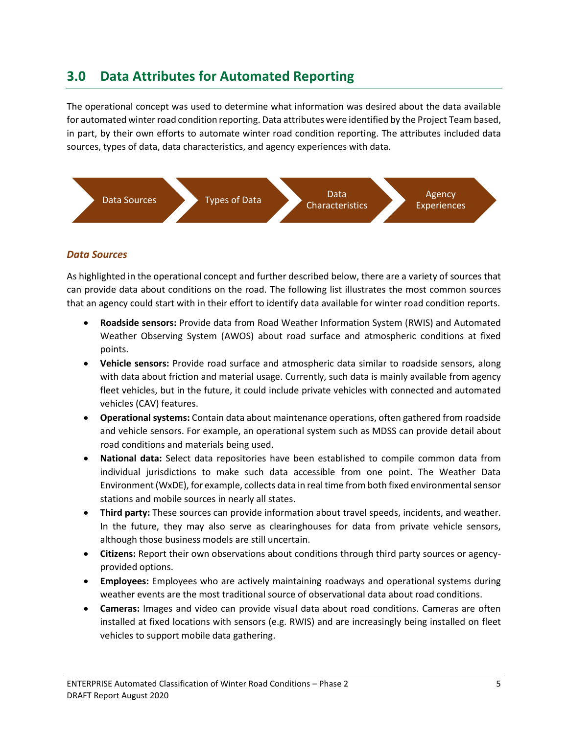## 3.0 Data Attributes for Automated Reporting

The operational concept was used to determine what information was desired about the data available for automated winter road condition reporting. Data attributes were identified by the Project Team based, in part, by their own efforts to automate winter road condition reporting. The attributes included data sources, types of data, data characteristics, and agency experiences with data.

Data Sources → Types of Data → Data Characteristics → Agency Experiences

### *Data Sources*

As highlighted in the operational concept and further described below, there are a variety of sources that can provide data about conditions on the road. The following list illustrates the most common sources that an agency could start with in their effort to identify data available for winter road condition reports.

- **Roadside sensors:** Provide data from Road Weather Information System (RWIS) and Automated Weather Observing System (AWOS) about road surface and atmospheric conditions at fixed points.
- **Vehicle sensors:** Provide road surface and atmospheric data similar to roadside sensors, along with data about friction and material usage. Currently, such data is mainly available from agency fleet vehicles, but in the future, it could include private vehicles with connected and automated vehicles (CAV) features.
- **Operational systems:** Contain data about maintenance operations, often gathered from roadside and vehicle sensors. For example, an operational system such as MDSS can provide detail about road conditions and materials being used.
- **National data:** Select data repositories have been established to compile common data from individual jurisdictions to make such data accessible from one point. The Weather Data Environment (WxDE), for example, collects data in real time from both fixed environmental sensor stations and mobile sources in nearly all states.
- **Third party:** These sources can provide information about travel speeds, incidents, and weather. In the future, they may also serve as clearinghouses for data from private vehicle sensors, although those business models are still uncertain.
- **Citizens:** Report their own observations about conditions through third party sources or agency-provided options.
- **Employees:** Employees who are actively maintaining roadways and operational systems during weather events are the most traditional source of observational data about road conditions.
- **Cameras:** Images and video can provide visual data about road conditions. Cameras are often installed at fixed locations with sensors (e.g. RWIS) and are increasingly being installed on fleet vehicles to support mobile data gathering.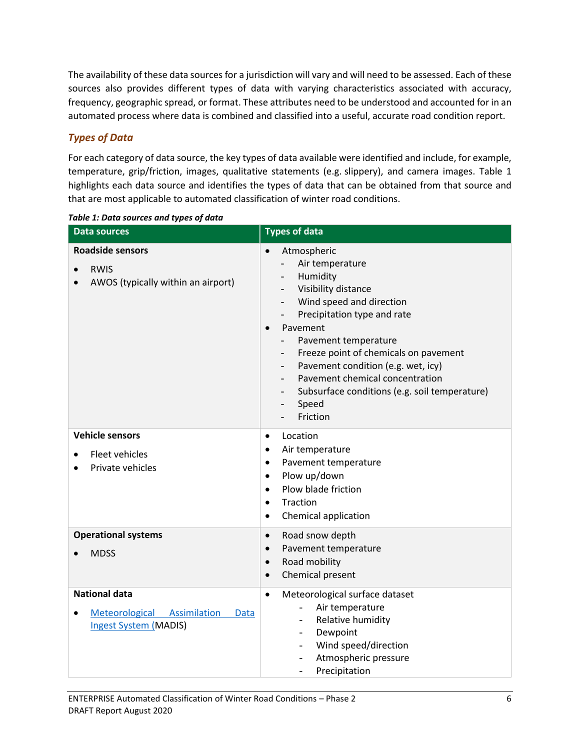The availability of these data sources for a jurisdiction will vary and will need to be assessed. Each of these sources also provides different types of data with varying characteristics associated with accuracy, frequency, geographic spread, or format. These attributes need to be understood and accounted for in an automated process where data is combined and classified into a useful, accurate road condition report.

### *Types of Data*

For each category of data source, the key types of data available were identified and include, for example, temperature, grip/friction, images, qualitative statements (e.g. slippery), and camera images. Table 1 highlights each data source and identifies the types of data that can be obtained from that source and that are most applicable to automated classification of winter road conditions.

***Table 1: Data sources and types of data***

| Data sources | Types of data |
|---|---|
| **Roadside sensors**<br>• RWIS<br>• AWOS (typically within an airport) | • Atmospheric<br>- Air temperature<br>- Humidity<br>- Visibility distance<br>- Wind speed and direction<br>- Precipitation type and rate<br>• Pavement<br>- Pavement temperature<br>- Freeze point of chemicals on pavement<br>- Pavement condition (e.g. wet, icy)<br>- Pavement chemical concentration<br>- Subsurface conditions (e.g. soil temperature)<br>- Speed<br>- Friction |
| **Vehicle sensors**<br>• Fleet vehicles<br>• Private vehicles | • Location<br>• Air temperature<br>• Pavement temperature<br>• Plow up/down<br>• Plow blade friction<br>• Traction<br>• Chemical application |
| **Operational systems**<br>• MDSS | • Road snow depth<br>• Pavement temperature<br>• Road mobility<br>• Chemical present |
| **National data**<br>• Meteorological Assimilation Data Ingest System (MADIS) | • Meteorological surface dataset<br>- Air temperature<br>- Relative humidity<br>- Dewpoint<br>- Wind speed/direction<br>- Atmospheric pressure<br>- Precipitation |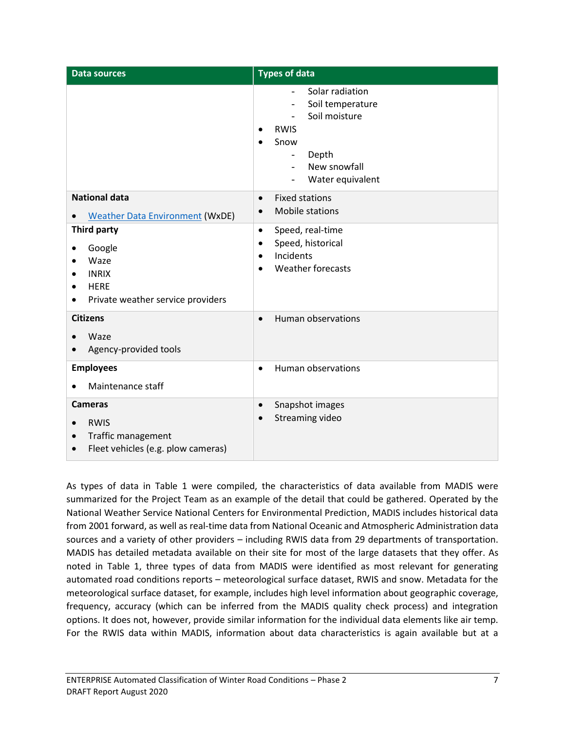| Data sources | Types of data |
|---|---|
| | - Solar radiation<br>- Soil temperature<br>- Soil moisture<br>• RWIS<br>• Snow<br>- Depth<br>- New snowfall<br>- Water equivalent |
| **National data**<br>• Weather Data Environment (WxDE) | • Fixed stations<br>• Mobile stations |
| **Third party**<br>• Google<br>• Waze<br>• INRIX<br>• HERE<br>• Private weather service providers | • Speed, real-time<br>• Speed, historical<br>• Incidents<br>• Weather forecasts |
| **Citizens**<br>• Waze<br>• Agency-provided tools | • Human observations |
| **Employees**<br>• Maintenance staff | • Human observations |
| **Cameras**<br>• RWIS<br>• Traffic management<br>• Fleet vehicles (e.g. plow cameras) | • Snapshot images<br>• Streaming video |

As types of data in Table 1 were compiled, the characteristics of data available from MADIS were summarized for the Project Team as an example of the detail that could be gathered. Operated by the National Weather Service National Centers for Environmental Prediction, MADIS includes historical data from 2001 forward, as well as real-time data from National Oceanic and Atmospheric Administration data sources and a variety of other providers – including RWIS data from 29 departments of transportation. MADIS has detailed metadata available on their site for most of the large datasets that they offer. As noted in Table 1, three types of data from MADIS were identified as most relevant for generating automated road conditions reports – meteorological surface dataset, RWIS and snow. Metadata for the meteorological surface dataset, for example, includes high level information about geographic coverage, frequency, accuracy (which can be inferred from the MADIS quality check process) and integration options. It does not, however, provide similar information for the individual data elements like air temp. For the RWIS data within MADIS, information about data characteristics is again available but at a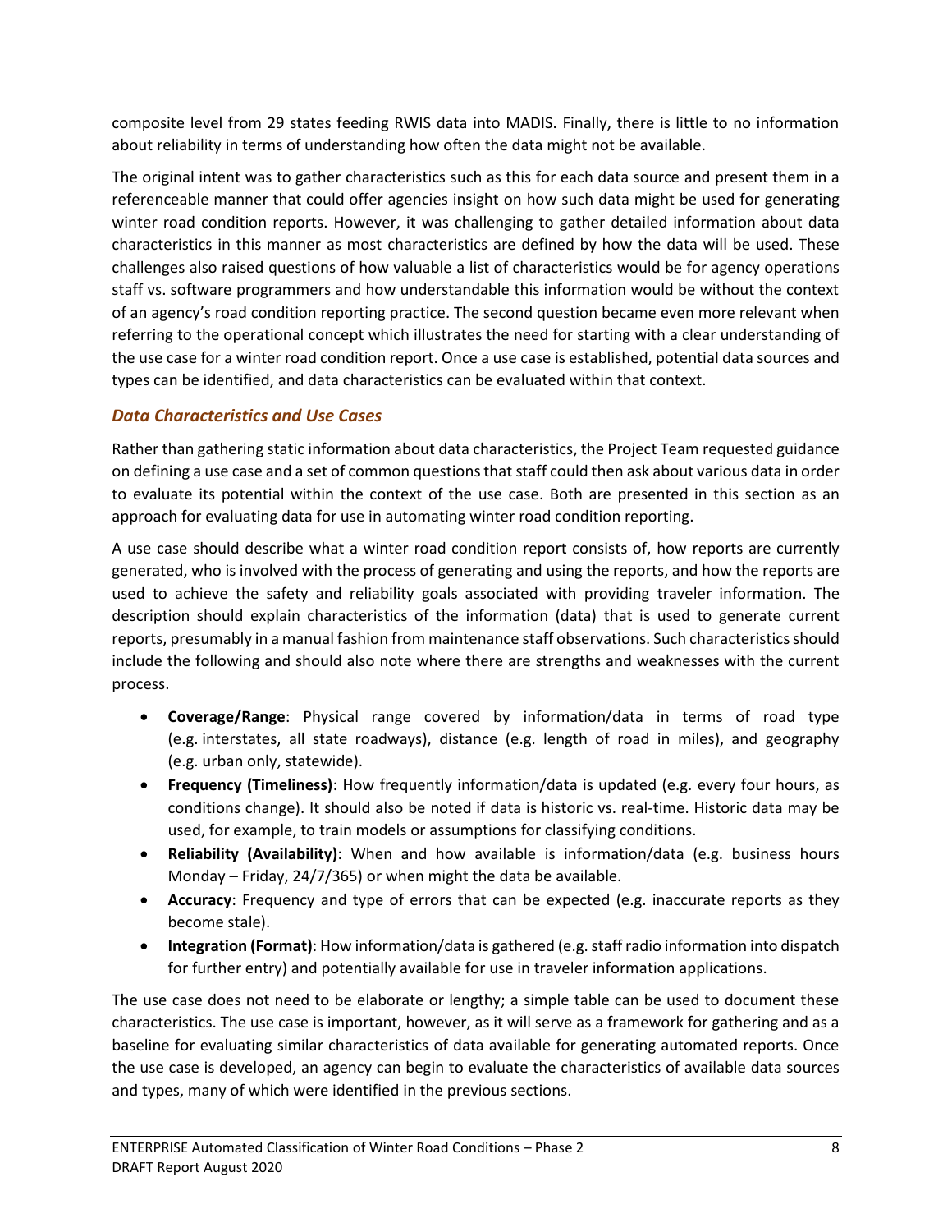composite level from 29 states feeding RWIS data into MADIS. Finally, there is little to no information about reliability in terms of understanding how often the data might not be available.

The original intent was to gather characteristics such as this for each data source and present them in a referenceable manner that could offer agencies insight on how such data might be used for generating winter road condition reports. However, it was challenging to gather detailed information about data characteristics in this manner as most characteristics are defined by how the data will be used. These challenges also raised questions of how valuable a list of characteristics would be for agency operations staff vs. software programmers and how understandable this information would be without the context of an agency's road condition reporting practice. The second question became even more relevant when referring to the operational concept which illustrates the need for starting with a clear understanding of the use case for a winter road condition report. Once a use case is established, potential data sources and types can be identified, and data characteristics can be evaluated within that context.

### *Data Characteristics and Use Cases*

Rather than gathering static information about data characteristics, the Project Team requested guidance on defining a use case and a set of common questions that staff could then ask about various data in order to evaluate its potential within the context of the use case. Both are presented in this section as an approach for evaluating data for use in automating winter road condition reporting.

A use case should describe what a winter road condition report consists of, how reports are currently generated, who is involved with the process of generating and using the reports, and how the reports are used to achieve the safety and reliability goals associated with providing traveler information. The description should explain characteristics of the information (data) that is used to generate current reports, presumably in a manual fashion from maintenance staff observations. Such characteristics should include the following and should also note where there are strengths and weaknesses with the current process.

- **Coverage/Range**: Physical range covered by information/data in terms of road type (e.g. interstates, all state roadways), distance (e.g. length of road in miles), and geography (e.g. urban only, statewide).
- **Frequency (Timeliness)**: How frequently information/data is updated (e.g. every four hours, as conditions change). It should also be noted if data is historic vs. real-time. Historic data may be used, for example, to train models or assumptions for classifying conditions.
- **Reliability (Availability)**: When and how available is information/data (e.g. business hours Monday – Friday, 24/7/365) or when might the data be available.
- **Accuracy**: Frequency and type of errors that can be expected (e.g. inaccurate reports as they become stale).
- **Integration (Format)**: How information/data is gathered (e.g. staff radio information into dispatch for further entry) and potentially available for use in traveler information applications.

The use case does not need to be elaborate or lengthy; a simple table can be used to document these characteristics. The use case is important, however, as it will serve as a framework for gathering and as a baseline for evaluating similar characteristics of data available for generating automated reports. Once the use case is developed, an agency can begin to evaluate the characteristics of available data sources and types, many of which were identified in the previous sections.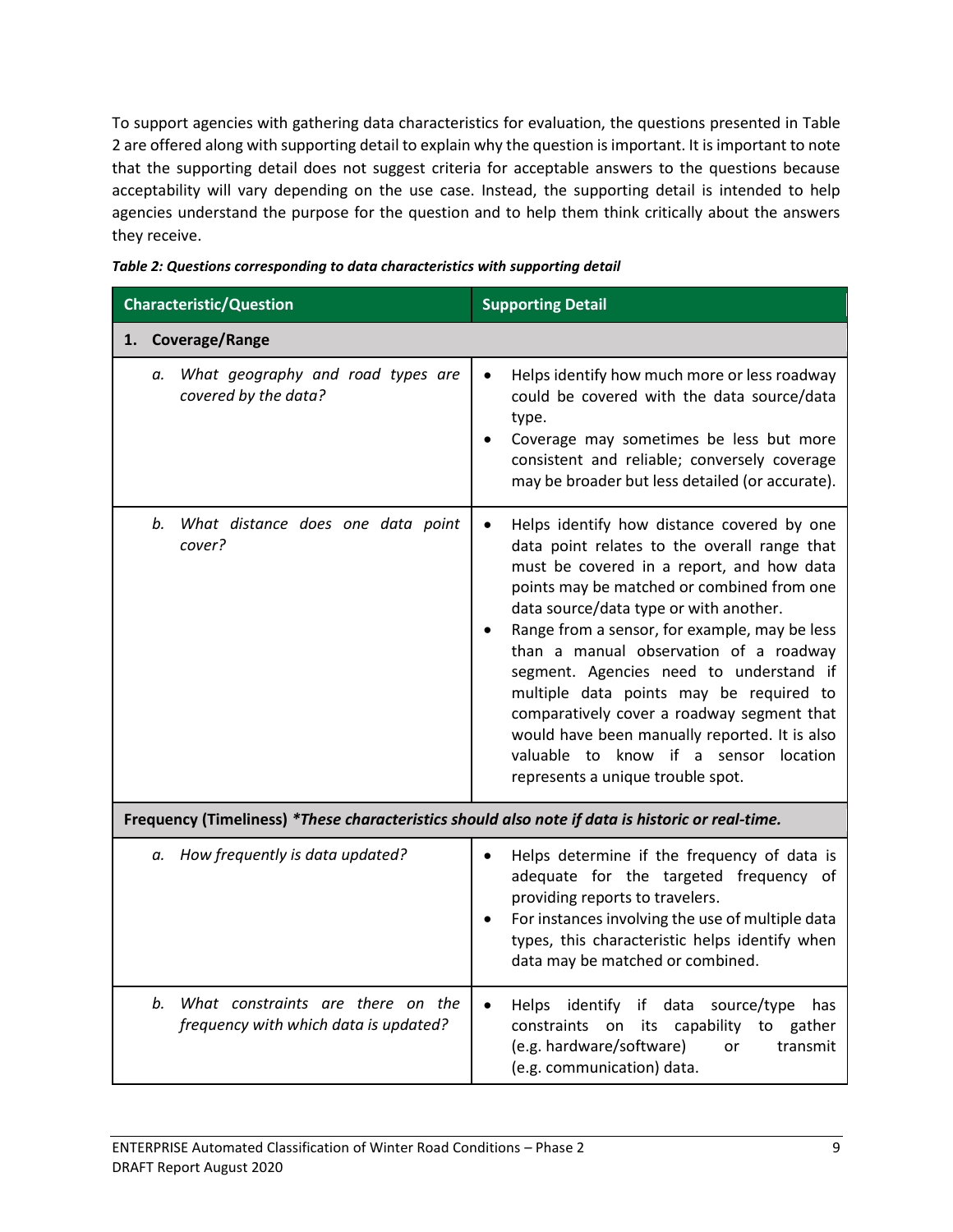To support agencies with gathering data characteristics for evaluation, the questions presented in Table 2 are offered along with supporting detail to explain why the question is important. It is important to note that the supporting detail does not suggest criteria for acceptable answers to the questions because acceptability will vary depending on the use case. Instead, the supporting detail is intended to help agencies understand the purpose for the question and to help them think critically about the answers they receive.

***Table 2: Questions corresponding to data characteristics with supporting detail***

| Characteristic/Question | Supporting Detail |
|---|---|
| **1. Coverage/Range** | |
| *a. What geography and road types are covered by the data?* | • Helps identify how much more or less roadway could be covered with the data source/data type.<br>• Coverage may sometimes be less but more consistent and reliable; conversely coverage may be broader but less detailed (or accurate). |
| *b. What distance does one data point cover?* | • Helps identify how distance covered by one data point relates to the overall range that must be covered in a report, and how data points may be matched or combined from one data source/data type or with another.<br>• Range from a sensor, for example, may be less than a manual observation of a roadway segment. Agencies need to understand if multiple data points may be required to comparatively cover a roadway segment that would have been manually reported. It is also valuable to know if a sensor location represents a unique trouble spot. |
| **Frequency (Timeliness)** ***\*These characteristics should also note if data is historic or real-time.*** | |
| *a. How frequently is data updated?* | • Helps determine if the frequency of data is adequate for the targeted frequency of providing reports to travelers.<br>• For instances involving the use of multiple data types, this characteristic helps identify when data may be matched or combined. |
| *b. What constraints are there on the frequency with which data is updated?* | • Helps identify if data source/type has constraints on its capability to gather (e.g. hardware/software) or transmit (e.g. communication) data. |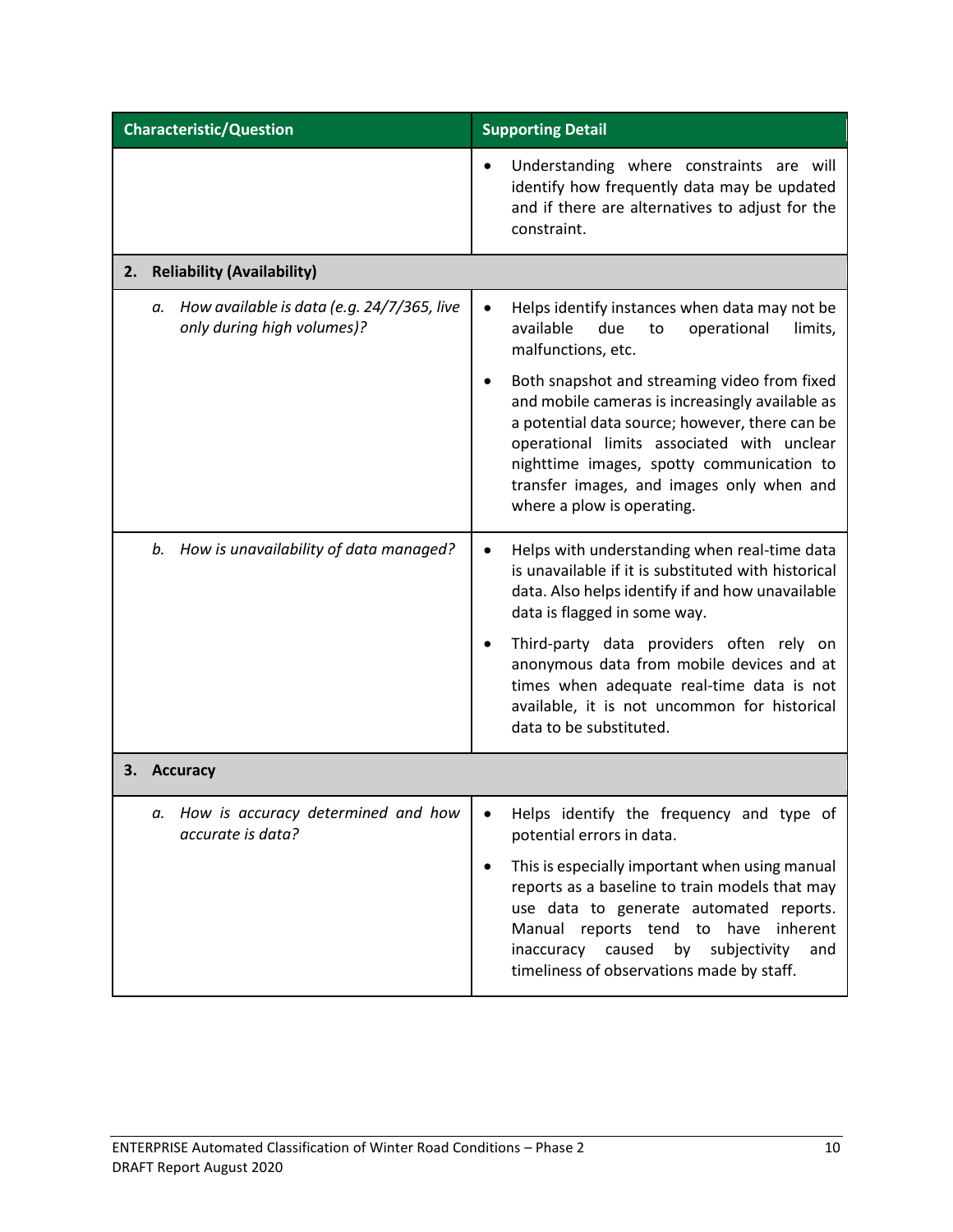| Characteristic/Question | Supporting Detail |
|---|---|
| | • Understanding where constraints are will identify how frequently data may be updated and if there are alternatives to adjust for the constraint. |
| **2. Reliability (Availability)** | |
| *a. How available is data (e.g. 24/7/365, live only during high volumes)?* | • Helps identify instances when data may not be available due to operational limits, malfunctions, etc.<br>• Both snapshot and streaming video from fixed and mobile cameras is increasingly available as a potential data source; however, there can be operational limits associated with unclear nighttime images, spotty communication to transfer images, and images only when and where a plow is operating. |
| *b. How is unavailability of data managed?* | • Helps with understanding when real-time data is unavailable if it is substituted with historical data. Also helps identify if and how unavailable data is flagged in some way.<br>• Third-party data providers often rely on anonymous data from mobile devices and at times when adequate real-time data is not available, it is not uncommon for historical data to be substituted. |
| **3. Accuracy** | |
| *a. How is accuracy determined and how accurate is data?* | • Helps identify the frequency and type of potential errors in data.<br>• This is especially important when using manual reports as a baseline to train models that may use data to generate automated reports. Manual reports tend to have inherent inaccuracy caused by subjectivity and timeliness of observations made by staff. |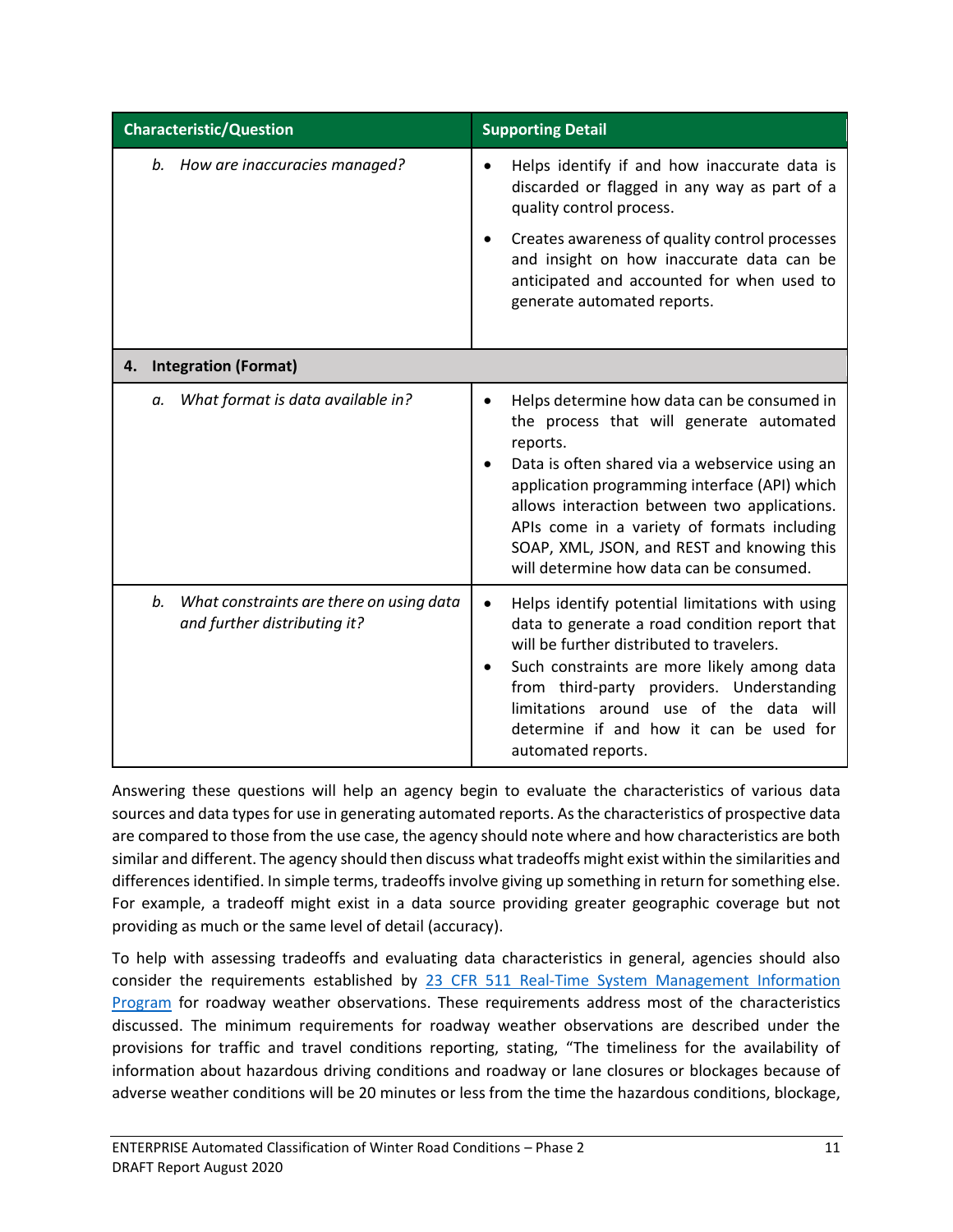| Characteristic/Question | Supporting Detail |
|---|---|
| *b. How are inaccuracies managed?* | • Helps identify if and how inaccurate data is discarded or flagged in any way as part of a quality control process.<br>• Creates awareness of quality control processes and insight on how inaccurate data can be anticipated and accounted for when used to generate automated reports. |
| **4. Integration (Format)** | |
| *a. What format is data available in?* | • Helps determine how data can be consumed in the process that will generate automated reports.<br>• Data is often shared via a webservice using an application programming interface (API) which allows interaction between two applications. APIs come in a variety of formats including SOAP, XML, JSON, and REST and knowing this will determine how data can be consumed. |
| *b. What constraints are there on using data and further distributing it?* | • Helps identify potential limitations with using data to generate a road condition report that will be further distributed to travelers.<br>• Such constraints are more likely among data from third-party providers. Understanding limitations around use of the data will determine if and how it can be used for automated reports. |

Answering these questions will help an agency begin to evaluate the characteristics of various data sources and data types for use in generating automated reports. As the characteristics of prospective data are compared to those from the use case, the agency should note where and how characteristics are both similar and different. The agency should then discuss what tradeoffs might exist within the similarities and differences identified. In simple terms, tradeoffs involve giving up something in return for something else. For example, a tradeoff might exist in a data source providing greater geographic coverage but not providing as much or the same level of detail (accuracy).

To help with assessing tradeoffs and evaluating data characteristics in general, agencies should also consider the requirements established by [23 CFR 511 Real-Time System Management Information Program]() for roadway weather observations. These requirements address most of the characteristics discussed. The minimum requirements for roadway weather observations are described under the provisions for traffic and travel conditions reporting, stating, "The timeliness for the availability of information about hazardous driving conditions and roadway or lane closures or blockages because of adverse weather conditions will be 20 minutes or less from the time the hazardous conditions, blockage,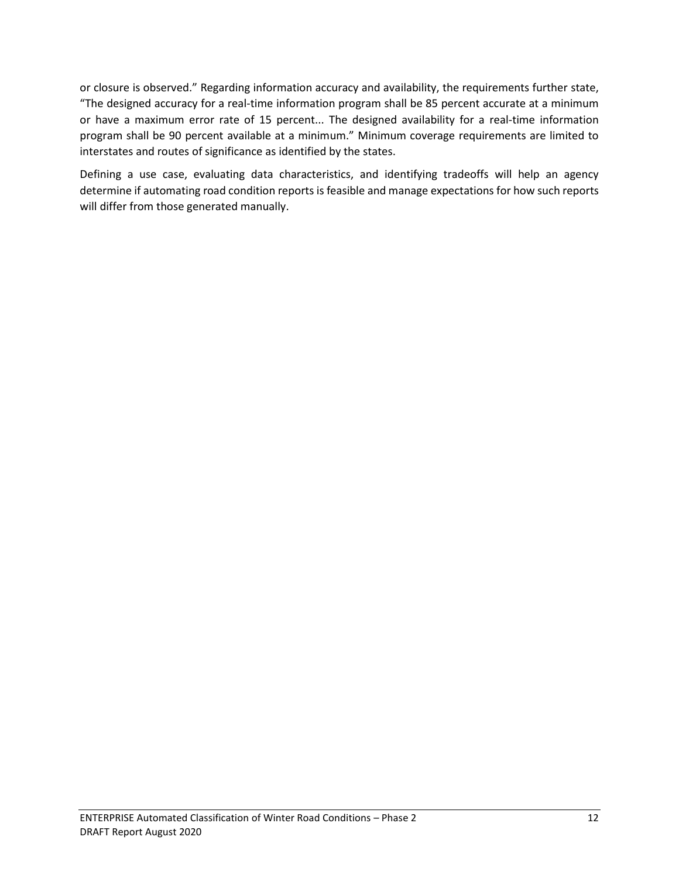or closure is observed." Regarding information accuracy and availability, the requirements further state, "The designed accuracy for a real-time information program shall be 85 percent accurate at a minimum or have a maximum error rate of 15 percent... The designed availability for a real-time information program shall be 90 percent available at a minimum." Minimum coverage requirements are limited to interstates and routes of significance as identified by the states.

Defining a use case, evaluating data characteristics, and identifying tradeoffs will help an agency determine if automating road condition reports is feasible and manage expectations for how such reports will differ from those generated manually.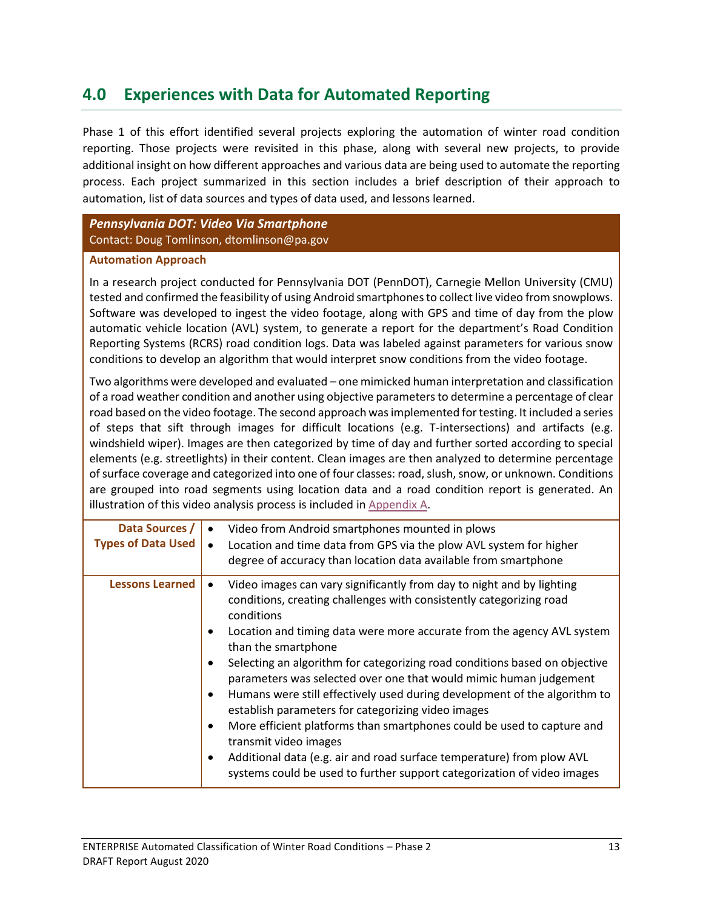## 4.0 Experiences with Data for Automated Reporting

Phase 1 of this effort identified several projects exploring the automation of winter road condition reporting. Those projects were revisited in this phase, along with several new projects, to provide additional insight on how different approaches and various data are being used to automate the reporting process. Each project summarized in this section includes a brief description of their approach to automation, list of data sources and types of data used, and lessons learned.

***Pennsylvania DOT: Video Via Smartphone***
Contact: Doug Tomlinson, dtomlinson@pa.gov

**Automation Approach**

In a research project conducted for Pennsylvania DOT (PennDOT), Carnegie Mellon University (CMU) tested and confirmed the feasibility of using Android smartphones to collect live video from snowplows. Software was developed to ingest the video footage, along with GPS and time of day from the plow automatic vehicle location (AVL) system, to generate a report for the department's Road Condition Reporting Systems (RCRS) road condition logs. Data was labeled against parameters for various snow conditions to develop an algorithm that would interpret snow conditions from the video footage.

Two algorithms were developed and evaluated – one mimicked human interpretation and classification of a road weather condition and another using objective parameters to determine a percentage of clear road based on the video footage. The second approach was implemented for testing. It included a series of steps that sift through images for difficult locations (e.g. T-intersections) and artifacts (e.g. windshield wiper). Images are then categorized by time of day and further sorted according to special elements (e.g. streetlights) in their content. Clean images are then analyzed to determine percentage of surface coverage and categorized into one of four classes: road, slush, snow, or unknown. Conditions are grouped into road segments using location data and a road condition report is generated. An illustration of this video analysis process is included in Appendix A.

| | |
|---|---|
| **Data Sources / Types of Data Used** | • Video from Android smartphones mounted in plows<br>• Location and time data from GPS via the plow AVL system for higher degree of accuracy than location data available from smartphone |
| **Lessons Learned** | • Video images can vary significantly from day to night and by lighting conditions, creating challenges with consistently categorizing road conditions<br>• Location and timing data were more accurate from the agency AVL system than the smartphone<br>• Selecting an algorithm for categorizing road conditions based on objective parameters was selected over one that would mimic human judgement<br>• Humans were still effectively used during development of the algorithm to establish parameters for categorizing video images<br>• More efficient platforms than smartphones could be used to capture and transmit video images<br>• Additional data (e.g. air and road surface temperature) from plow AVL systems could be used to further support categorization of video images |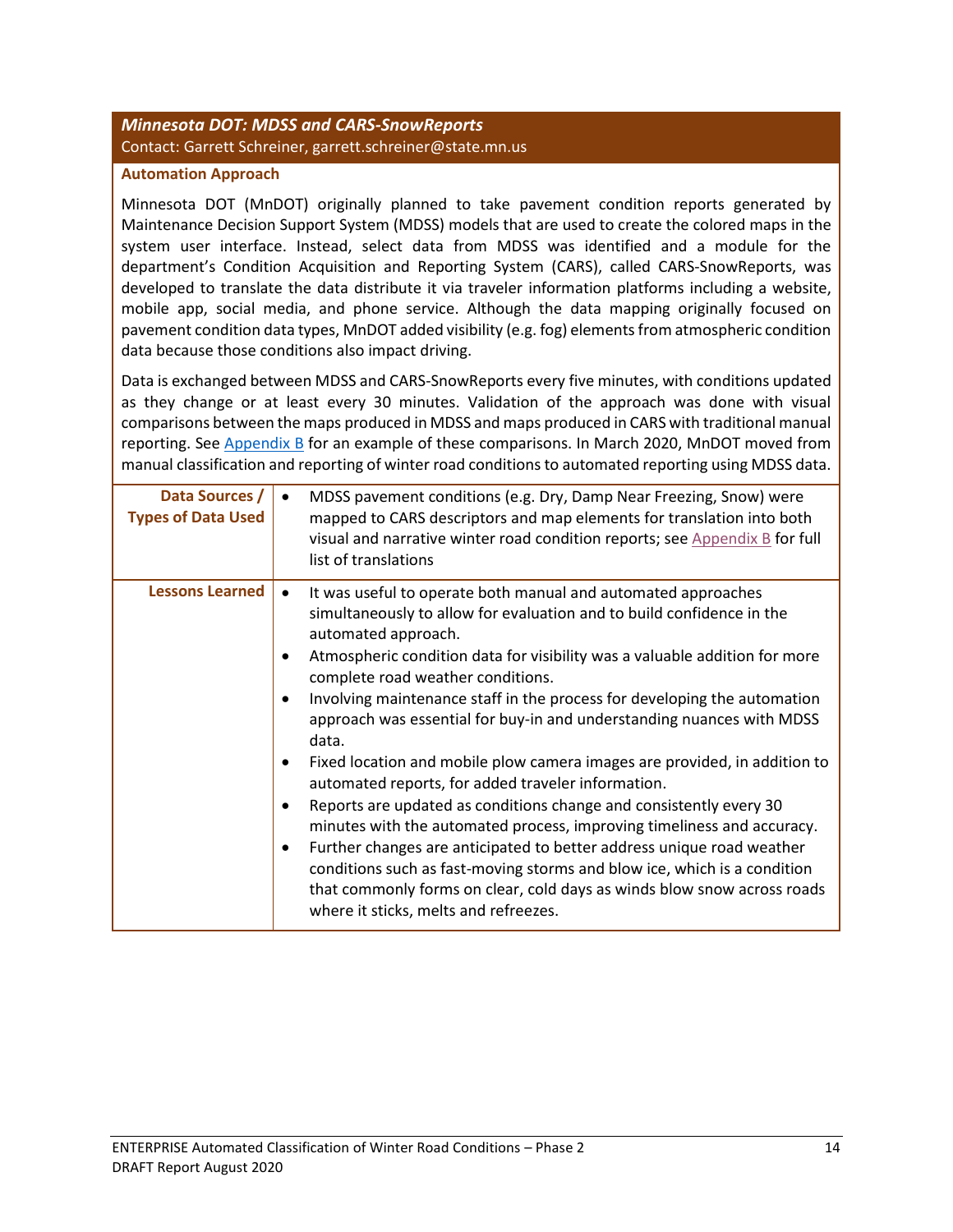### *Minnesota DOT: MDSS and CARS-SnowReports*

Contact: Garrett Schreiner, garrett.schreiner@state.mn.us

**Automation Approach**

Minnesota DOT (MnDOT) originally planned to take pavement condition reports generated by Maintenance Decision Support System (MDSS) models that are used to create the colored maps in the system user interface. Instead, select data from MDSS was identified and a module for the department's Condition Acquisition and Reporting System (CARS), called CARS-SnowReports, was developed to translate the data distribute it via traveler information platforms including a website, mobile app, social media, and phone service. Although the data mapping originally focused on pavement condition data types, MnDOT added visibility (e.g. fog) elements from atmospheric condition data because those conditions also impact driving.

Data is exchanged between MDSS and CARS-SnowReports every five minutes, with conditions updated as they change or at least every 30 minutes. Validation of the approach was done with visual comparisons between the maps produced in MDSS and maps produced in CARS with traditional manual reporting. See Appendix B for an example of these comparisons. In March 2020, MnDOT moved from manual classification and reporting of winter road conditions to automated reporting using MDSS data.

| | |
|---|---|
| **Data Sources / Types of Data Used** | • MDSS pavement conditions (e.g. Dry, Damp Near Freezing, Snow) were mapped to CARS descriptors and map elements for translation into both visual and narrative winter road condition reports; see Appendix B for full list of translations |
| **Lessons Learned** | • It was useful to operate both manual and automated approaches simultaneously to allow for evaluation and to build confidence in the automated approach.<br>• Atmospheric condition data for visibility was a valuable addition for more complete road weather conditions.<br>• Involving maintenance staff in the process for developing the automation approach was essential for buy-in and understanding nuances with MDSS data.<br>• Fixed location and mobile plow camera images are provided, in addition to automated reports, for added traveler information.<br>• Reports are updated as conditions change and consistently every 30 minutes with the automated process, improving timeliness and accuracy.<br>• Further changes are anticipated to better address unique road weather conditions such as fast-moving storms and blow ice, which is a condition that commonly forms on clear, cold days as winds blow snow across roads where it sticks, melts and refreezes. |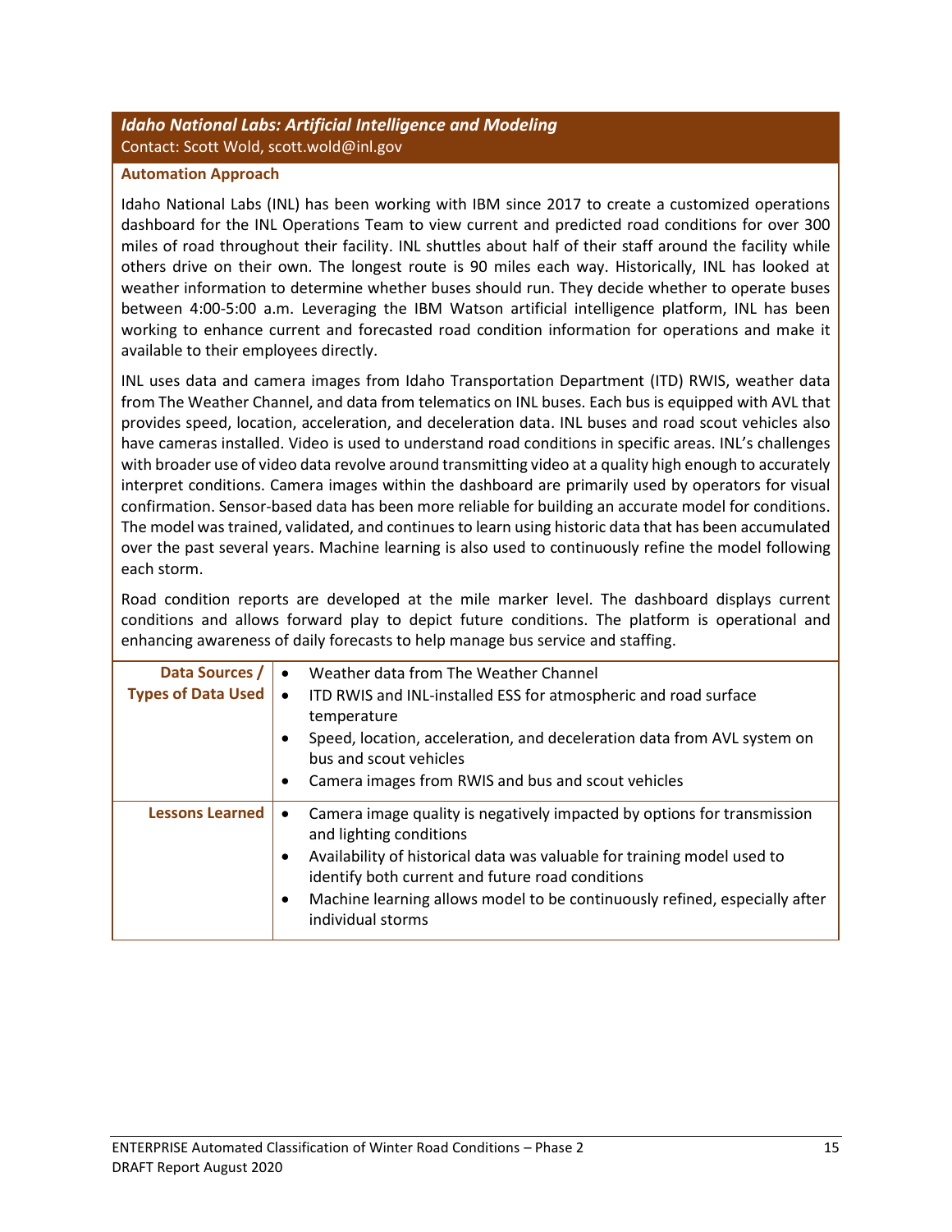### *Idaho National Labs: Artificial Intelligence and Modeling*

Contact: Scott Wold, scott.wold@inl.gov

**Automation Approach**

Idaho National Labs (INL) has been working with IBM since 2017 to create a customized operations dashboard for the INL Operations Team to view current and predicted road conditions for over 300 miles of road throughout their facility. INL shuttles about half of their staff around the facility while others drive on their own. The longest route is 90 miles each way. Historically, INL has looked at weather information to determine whether buses should run. They decide whether to operate buses between 4:00-5:00 a.m. Leveraging the IBM Watson artificial intelligence platform, INL has been working to enhance current and forecasted road condition information for operations and make it available to their employees directly.

INL uses data and camera images from Idaho Transportation Department (ITD) RWIS, weather data from The Weather Channel, and data from telematics on INL buses. Each bus is equipped with AVL that provides speed, location, acceleration, and deceleration data. INL buses and road scout vehicles also have cameras installed. Video is used to understand road conditions in specific areas. INL's challenges with broader use of video data revolve around transmitting video at a quality high enough to accurately interpret conditions. Camera images within the dashboard are primarily used by operators for visual confirmation. Sensor-based data has been more reliable for building an accurate model for conditions. The model was trained, validated, and continues to learn using historic data that has been accumulated over the past several years. Machine learning is also used to continuously refine the model following each storm.

Road condition reports are developed at the mile marker level. The dashboard displays current conditions and allows forward play to depict future conditions. The platform is operational and enhancing awareness of daily forecasts to help manage bus service and staffing.

| | |
|---|---|
| **Data Sources / Types of Data Used** | • Weather data from The Weather Channel<br>• ITD RWIS and INL-installed ESS for atmospheric and road surface temperature<br>• Speed, location, acceleration, and deceleration data from AVL system on bus and scout vehicles<br>• Camera images from RWIS and bus and scout vehicles |
| **Lessons Learned** | • Camera image quality is negatively impacted by options for transmission and lighting conditions<br>• Availability of historical data was valuable for training model used to identify both current and future road conditions<br>• Machine learning allows model to be continuously refined, especially after individual storms |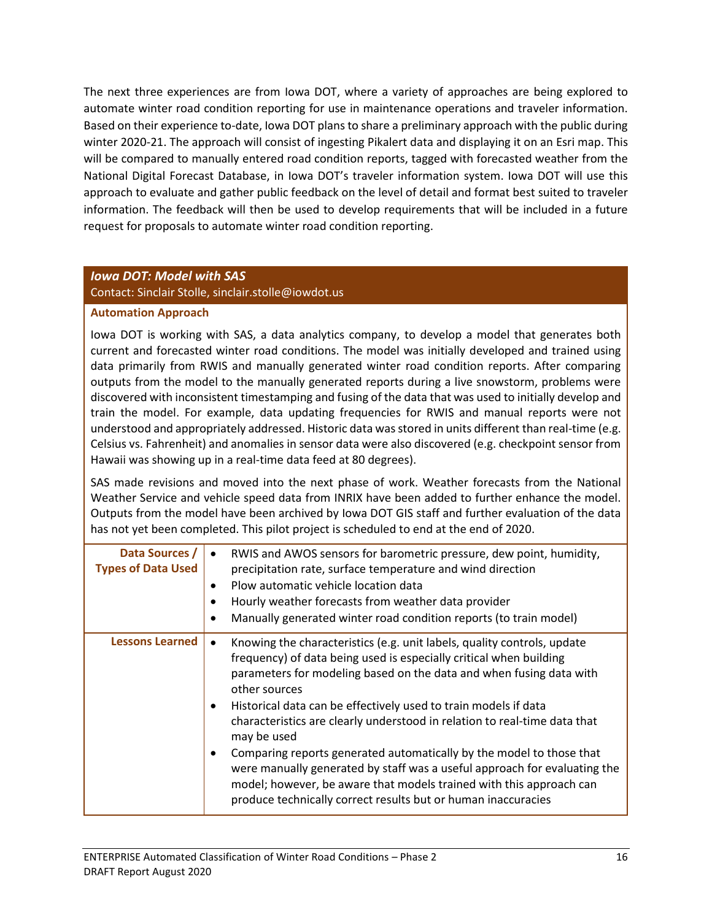The next three experiences are from Iowa DOT, where a variety of approaches are being explored to automate winter road condition reporting for use in maintenance operations and traveler information. Based on their experience to-date, Iowa DOT plans to share a preliminary approach with the public during winter 2020-21. The approach will consist of ingesting Pikalert data and displaying it on an Esri map. This will be compared to manually entered road condition reports, tagged with forecasted weather from the National Digital Forecast Database, in Iowa DOT's traveler information system. Iowa DOT will use this approach to evaluate and gather public feedback on the level of detail and format best suited to traveler information. The feedback will then be used to develop requirements that will be included in a future request for proposals to automate winter road condition reporting.

### *Iowa DOT: Model with SAS*

Contact: Sinclair Stolle, sinclair.stolle@iowdot.us

**Automation Approach**

Iowa DOT is working with SAS, a data analytics company, to develop a model that generates both current and forecasted winter road conditions. The model was initially developed and trained using data primarily from RWIS and manually generated winter road condition reports. After comparing outputs from the model to the manually generated reports during a live snowstorm, problems were discovered with inconsistent timestamping and fusing of the data that was used to initially develop and train the model. For example, data updating frequencies for RWIS and manual reports were not understood and appropriately addressed. Historic data was stored in units different than real-time (e.g. Celsius vs. Fahrenheit) and anomalies in sensor data were also discovered (e.g. checkpoint sensor from Hawaii was showing up in a real-time data feed at 80 degrees).

SAS made revisions and moved into the next phase of work. Weather forecasts from the National Weather Service and vehicle speed data from INRIX have been added to further enhance the model. Outputs from the model have been archived by Iowa DOT GIS staff and further evaluation of the data has not yet been completed. This pilot project is scheduled to end at the end of 2020.

| | |
|---|---|
| **Data Sources / Types of Data Used** | • RWIS and AWOS sensors for barometric pressure, dew point, humidity, precipitation rate, surface temperature and wind direction<br>• Plow automatic vehicle location data<br>• Hourly weather forecasts from weather data provider<br>• Manually generated winter road condition reports (to train model) |
| **Lessons Learned** | • Knowing the characteristics (e.g. unit labels, quality controls, update frequency) of data being used is especially critical when building parameters for modeling based on the data and when fusing data with other sources<br>• Historical data can be effectively used to train models if data characteristics are clearly understood in relation to real-time data that may be used<br>• Comparing reports generated automatically by the model to those that were manually generated by staff was a useful approach for evaluating the model; however, be aware that models trained with this approach can produce technically correct results but or human inaccuracies |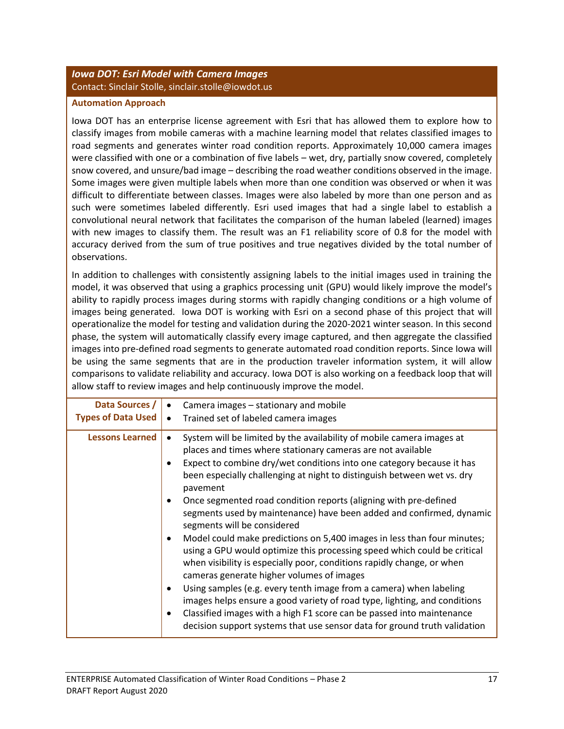### *Iowa DOT: Esri Model with Camera Images*

Contact: Sinclair Stolle, sinclair.stolle@iowdot.us

**Automation Approach**

Iowa DOT has an enterprise license agreement with Esri that has allowed them to explore how to classify images from mobile cameras with a machine learning model that relates classified images to road segments and generates winter road condition reports. Approximately 10,000 camera images were classified with one or a combination of five labels – wet, dry, partially snow covered, completely snow covered, and unsure/bad image – describing the road weather conditions observed in the image. Some images were given multiple labels when more than one condition was observed or when it was difficult to differentiate between classes. Images were also labeled by more than one person and as such were sometimes labeled differently. Esri used images that had a single label to establish a convolutional neural network that facilitates the comparison of the human labeled (learned) images with new images to classify them. The result was an F1 reliability score of 0.8 for the model with accuracy derived from the sum of true positives and true negatives divided by the total number of observations.

In addition to challenges with consistently assigning labels to the initial images used in training the model, it was observed that using a graphics processing unit (GPU) would likely improve the model's ability to rapidly process images during storms with rapidly changing conditions or a high volume of images being generated. Iowa DOT is working with Esri on a second phase of this project that will operationalize the model for testing and validation during the 2020-2021 winter season. In this second phase, the system will automatically classify every image captured, and then aggregate the classified images into pre-defined road segments to generate automated road condition reports. Since Iowa will be using the same segments that are in the production traveler information system, it will allow comparisons to validate reliability and accuracy. Iowa DOT is also working on a feedback loop that will allow staff to review images and help continuously improve the model.

| | |
|---|---|
| **Data Sources / Types of Data Used** | • Camera images – stationary and mobile<br>• Trained set of labeled camera images |
| **Lessons Learned** | • System will be limited by the availability of mobile camera images at places and times where stationary cameras are not available<br>• Expect to combine dry/wet conditions into one category because it has been especially challenging at night to distinguish between wet vs. dry pavement<br>• Once segmented road condition reports (aligning with pre-defined segments used by maintenance) have been added and confirmed, dynamic segments will be considered<br>• Model could make predictions on 5,400 images in less than four minutes; using a GPU would optimize this processing speed which could be critical when visibility is especially poor, conditions rapidly change, or when cameras generate higher volumes of images<br>• Using samples (e.g. every tenth image from a camera) when labeling images helps ensure a good variety of road type, lighting, and conditions<br>• Classified images with a high F1 score can be passed into maintenance decision support systems that use sensor data for ground truth validation |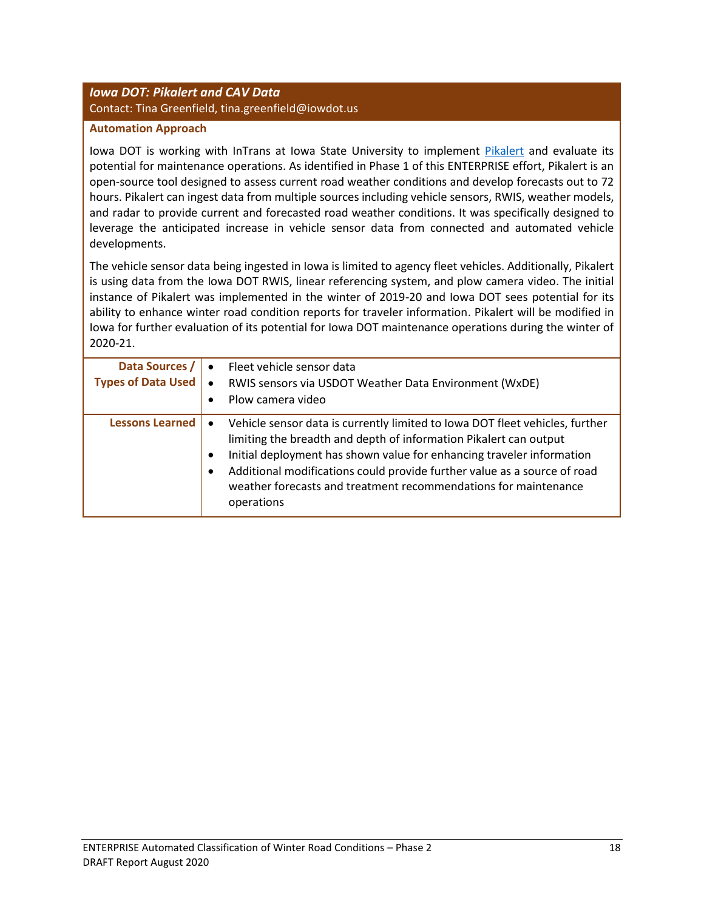### *Iowa DOT: Pikalert and CAV Data*

Contact: Tina Greenfield, tina.greenfield@iowdot.us

**Automation Approach**

Iowa DOT is working with InTrans at Iowa State University to implement Pikalert and evaluate its potential for maintenance operations. As identified in Phase 1 of this ENTERPRISE effort, Pikalert is an open-source tool designed to assess current road weather conditions and develop forecasts out to 72 hours. Pikalert can ingest data from multiple sources including vehicle sensors, RWIS, weather models, and radar to provide current and forecasted road weather conditions. It was specifically designed to leverage the anticipated increase in vehicle sensor data from connected and automated vehicle developments.

The vehicle sensor data being ingested in Iowa is limited to agency fleet vehicles. Additionally, Pikalert is using data from the Iowa DOT RWIS, linear referencing system, and plow camera video. The initial instance of Pikalert was implemented in the winter of 2019-20 and Iowa DOT sees potential for its ability to enhance winter road condition reports for traveler information. Pikalert will be modified in Iowa for further evaluation of its potential for Iowa DOT maintenance operations during the winter of 2020-21.

| | |
|---|---|
| **Data Sources / Types of Data Used** | • Fleet vehicle sensor data<br>• RWIS sensors via USDOT Weather Data Environment (WxDE)<br>• Plow camera video |
| **Lessons Learned** | • Vehicle sensor data is currently limited to Iowa DOT fleet vehicles, further limiting the breadth and depth of information Pikalert can output<br>• Initial deployment has shown value for enhancing traveler information<br>• Additional modifications could provide further value as a source of road weather forecasts and treatment recommendations for maintenance operations |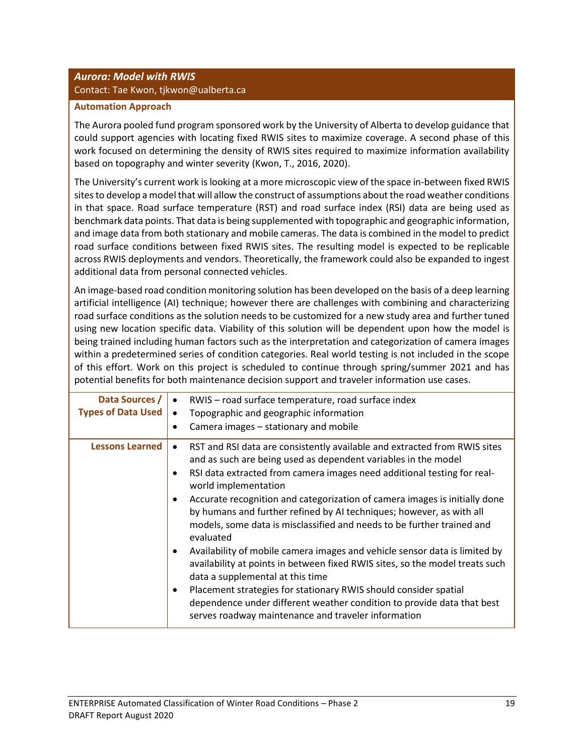### *Aurora: Model with RWIS*

Contact: Tae Kwon, tjkwon@ualberta.ca

**Automation Approach**

The Aurora pooled fund program sponsored work by the University of Alberta to develop guidance that could support agencies with locating fixed RWIS sites to maximize coverage. A second phase of this work focused on determining the density of RWIS sites required to maximize information availability based on topography and winter severity (Kwon, T., 2016, 2020).

The University's current work is looking at a more microscopic view of the space in-between fixed RWIS sites to develop a model that will allow the construct of assumptions about the road weather conditions in that space. Road surface temperature (RST) and road surface index (RSI) data are being used as benchmark data points. That data is being supplemented with topographic and geographic information, and image data from both stationary and mobile cameras. The data is combined in the model to predict road surface conditions between fixed RWIS sites. The resulting model is expected to be replicable across RWIS deployments and vendors. Theoretically, the framework could also be expanded to ingest additional data from personal connected vehicles.

An image-based road condition monitoring solution has been developed on the basis of a deep learning artificial intelligence (AI) technique; however there are challenges with combining and characterizing road surface conditions as the solution needs to be customized for a new study area and further tuned using new location specific data. Viability of this solution will be dependent upon how the model is being trained including human factors such as the interpretation and categorization of camera images within a predetermined series of condition categories. Real world testing is not included in the scope of this effort. Work on this project is scheduled to continue through spring/summer 2021 and has potential benefits for both maintenance decision support and traveler information use cases.

| | |
|---|---|
| **Data Sources / Types of Data Used** | • RWIS – road surface temperature, road surface index<br>• Topographic and geographic information<br>• Camera images – stationary and mobile |
| **Lessons Learned** | • RST and RSI data are consistently available and extracted from RWIS sites and as such are being used as dependent variables in the model<br>• RSI data extracted from camera images need additional testing for real-world implementation<br>• Accurate recognition and categorization of camera images is initially done by humans and further refined by AI techniques; however, as with all models, some data is misclassified and needs to be further trained and evaluated<br>• Availability of mobile camera images and vehicle sensor data is limited by availability at points in between fixed RWIS sites, so the model treats such data a supplemental at this time<br>• Placement strategies for stationary RWIS should consider spatial dependence under different weather condition to provide data that best serves roadway maintenance and traveler information |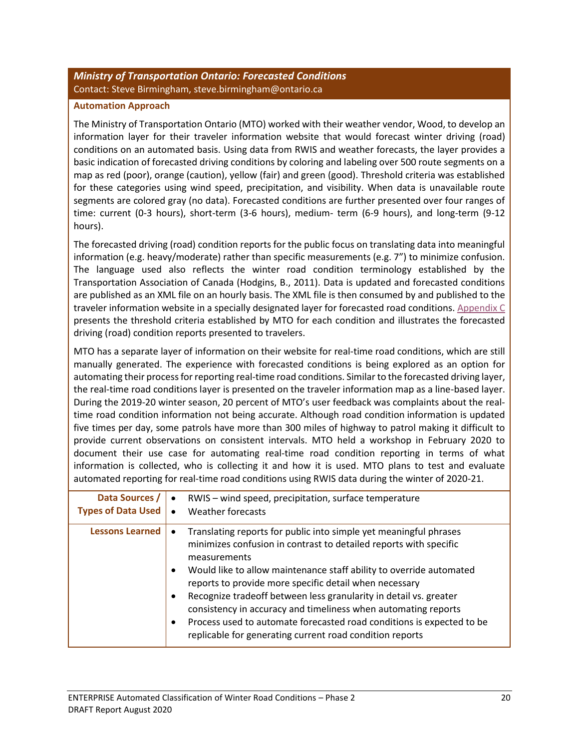### *Ministry of Transportation Ontario: Forecasted Conditions*

Contact: Steve Birmingham, steve.birmingham@ontario.ca

**Automation Approach**

The Ministry of Transportation Ontario (MTO) worked with their weather vendor, Wood, to develop an information layer for their traveler information website that would forecast winter driving (road) conditions on an automated basis. Using data from RWIS and weather forecasts, the layer provides a basic indication of forecasted driving conditions by coloring and labeling over 500 route segments on a map as red (poor), orange (caution), yellow (fair) and green (good). Threshold criteria was established for these categories using wind speed, precipitation, and visibility. When data is unavailable route segments are colored gray (no data). Forecasted conditions are further presented over four ranges of time: current (0-3 hours), short-term (3-6 hours), medium- term (6-9 hours), and long-term (9-12 hours).

The forecasted driving (road) condition reports for the public focus on translating data into meaningful information (e.g. heavy/moderate) rather than specific measurements (e.g. 7") to minimize confusion. The language used also reflects the winter road condition terminology established by the Transportation Association of Canada (Hodgins, B., 2011). Data is updated and forecasted conditions are published as an XML file on an hourly basis. The XML file is then consumed by and published to the traveler information website in a specially designated layer for forecasted road conditions. Appendix C presents the threshold criteria established by MTO for each condition and illustrates the forecasted driving (road) condition reports presented to travelers.

MTO has a separate layer of information on their website for real-time road conditions, which are still manually generated. The experience with forecasted conditions is being explored as an option for automating their process for reporting real-time road conditions. Similar to the forecasted driving layer, the real-time road conditions layer is presented on the traveler information map as a line-based layer. During the 2019-20 winter season, 20 percent of MTO's user feedback was complaints about the real-time road condition information not being accurate. Although road condition information is updated five times per day, some patrols have more than 300 miles of highway to patrol making it difficult to provide current observations on consistent intervals. MTO held a workshop in February 2020 to document their use case for automating real-time road condition reporting in terms of what information is collected, who is collecting it and how it is used. MTO plans to test and evaluate automated reporting for real-time road conditions using RWIS data during the winter of 2020-21.

| | |
|---|---|
| **Data Sources / Types of Data Used** | • RWIS – wind speed, precipitation, surface temperature<br>• Weather forecasts |
| **Lessons Learned** | • Translating reports for public into simple yet meaningful phrases minimizes confusion in contrast to detailed reports with specific measurements<br>• Would like to allow maintenance staff ability to override automated reports to provide more specific detail when necessary<br>• Recognize tradeoff between less granularity in detail vs. greater consistency in accuracy and timeliness when automating reports<br>• Process used to automate forecasted road conditions is expected to be replicable for generating current road condition reports |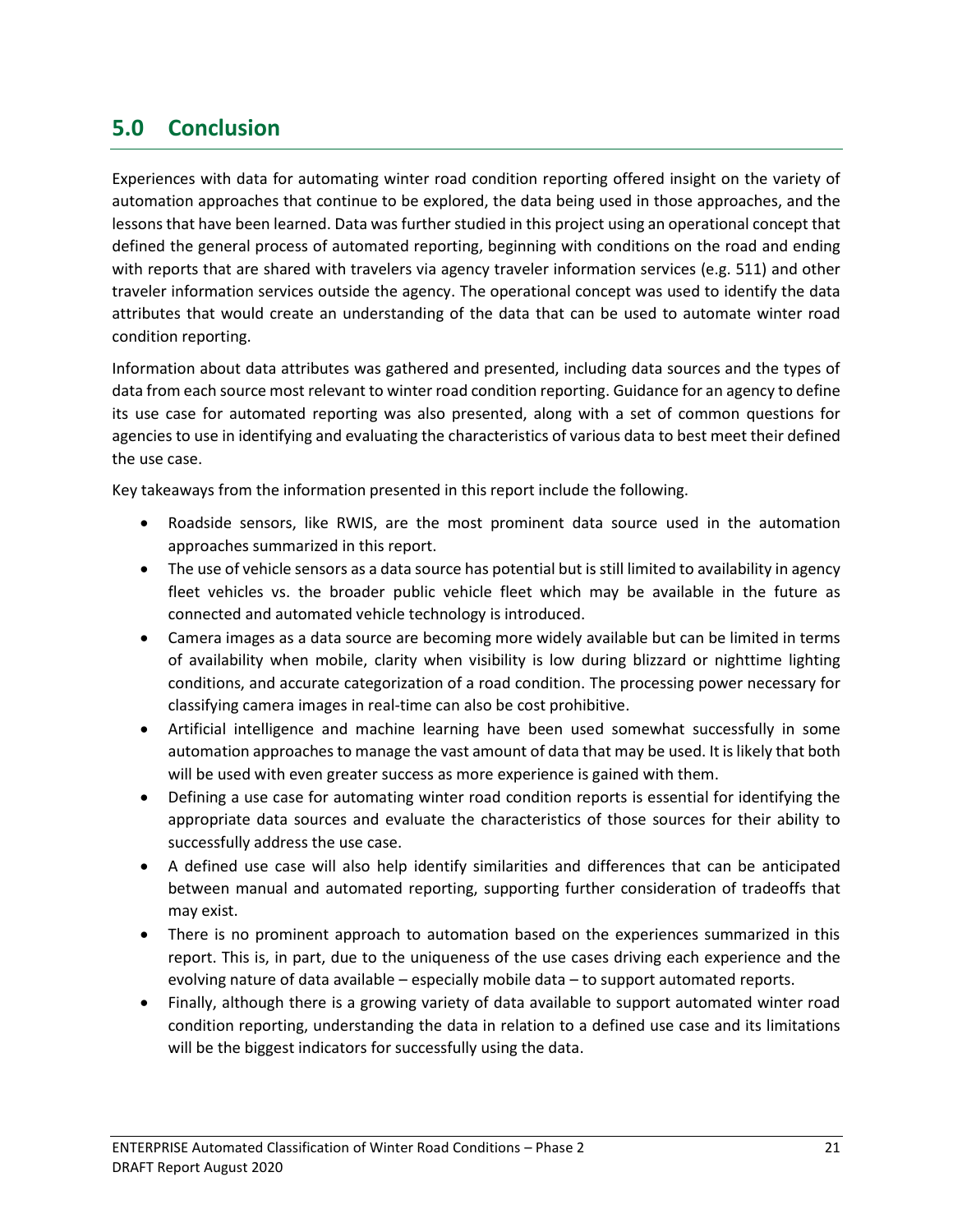## 5.0 Conclusion

Experiences with data for automating winter road condition reporting offered insight on the variety of automation approaches that continue to be explored, the data being used in those approaches, and the lessons that have been learned. Data was further studied in this project using an operational concept that defined the general process of automated reporting, beginning with conditions on the road and ending with reports that are shared with travelers via agency traveler information services (e.g. 511) and other traveler information services outside the agency. The operational concept was used to identify the data attributes that would create an understanding of the data that can be used to automate winter road condition reporting.

Information about data attributes was gathered and presented, including data sources and the types of data from each source most relevant to winter road condition reporting. Guidance for an agency to define its use case for automated reporting was also presented, along with a set of common questions for agencies to use in identifying and evaluating the characteristics of various data to best meet their defined the use case.

Key takeaways from the information presented in this report include the following.

- Roadside sensors, like RWIS, are the most prominent data source used in the automation approaches summarized in this report.
- The use of vehicle sensors as a data source has potential but is still limited to availability in agency fleet vehicles vs. the broader public vehicle fleet which may be available in the future as connected and automated vehicle technology is introduced.
- Camera images as a data source are becoming more widely available but can be limited in terms of availability when mobile, clarity when visibility is low during blizzard or nighttime lighting conditions, and accurate categorization of a road condition. The processing power necessary for classifying camera images in real-time can also be cost prohibitive.
- Artificial intelligence and machine learning have been used somewhat successfully in some automation approaches to manage the vast amount of data that may be used. It is likely that both will be used with even greater success as more experience is gained with them.
- Defining a use case for automating winter road condition reports is essential for identifying the appropriate data sources and evaluate the characteristics of those sources for their ability to successfully address the use case.
- A defined use case will also help identify similarities and differences that can be anticipated between manual and automated reporting, supporting further consideration of tradeoffs that may exist.
- There is no prominent approach to automation based on the experiences summarized in this report. This is, in part, due to the uniqueness of the use cases driving each experience and the evolving nature of data available – especially mobile data – to support automated reports.
- Finally, although there is a growing variety of data available to support automated winter road condition reporting, understanding the data in relation to a defined use case and its limitations will be the biggest indicators for successfully using the data.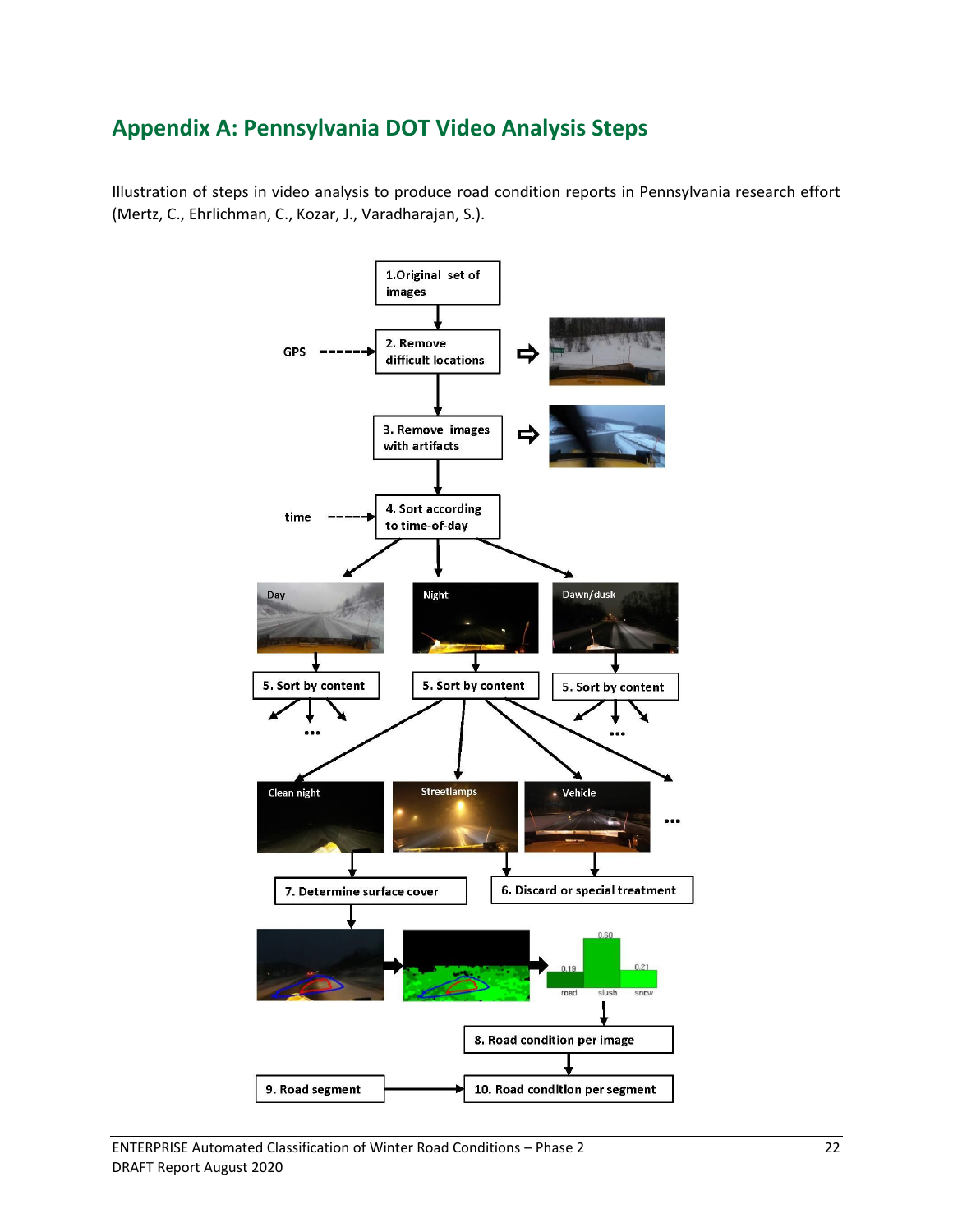# Appendix A: Pennsylvania DOT Video Analysis Steps

Illustration of steps in video analysis to produce road condition reports in Pennsylvania research effort (Mertz, C., Ehrlichman, C., Kozar, J., Varadharajan, S.).

1. Original set of images
2. Remove difficult locations (GPS)
3. Remove images with artifacts
4. Sort according to time-of-day (time)
   - Day
   - Night
   - Dawn/dusk
5. Sort by content
   - Clean night
   - Streetlamps
   - Vehicle
   - ...
6. Discard or special treatment
7. Determine surface cover
   - road: 0.19
   - slush: 0.60
   - snow: 0.21
8. Road condition per image
9. Road segment
10. Road condition per segment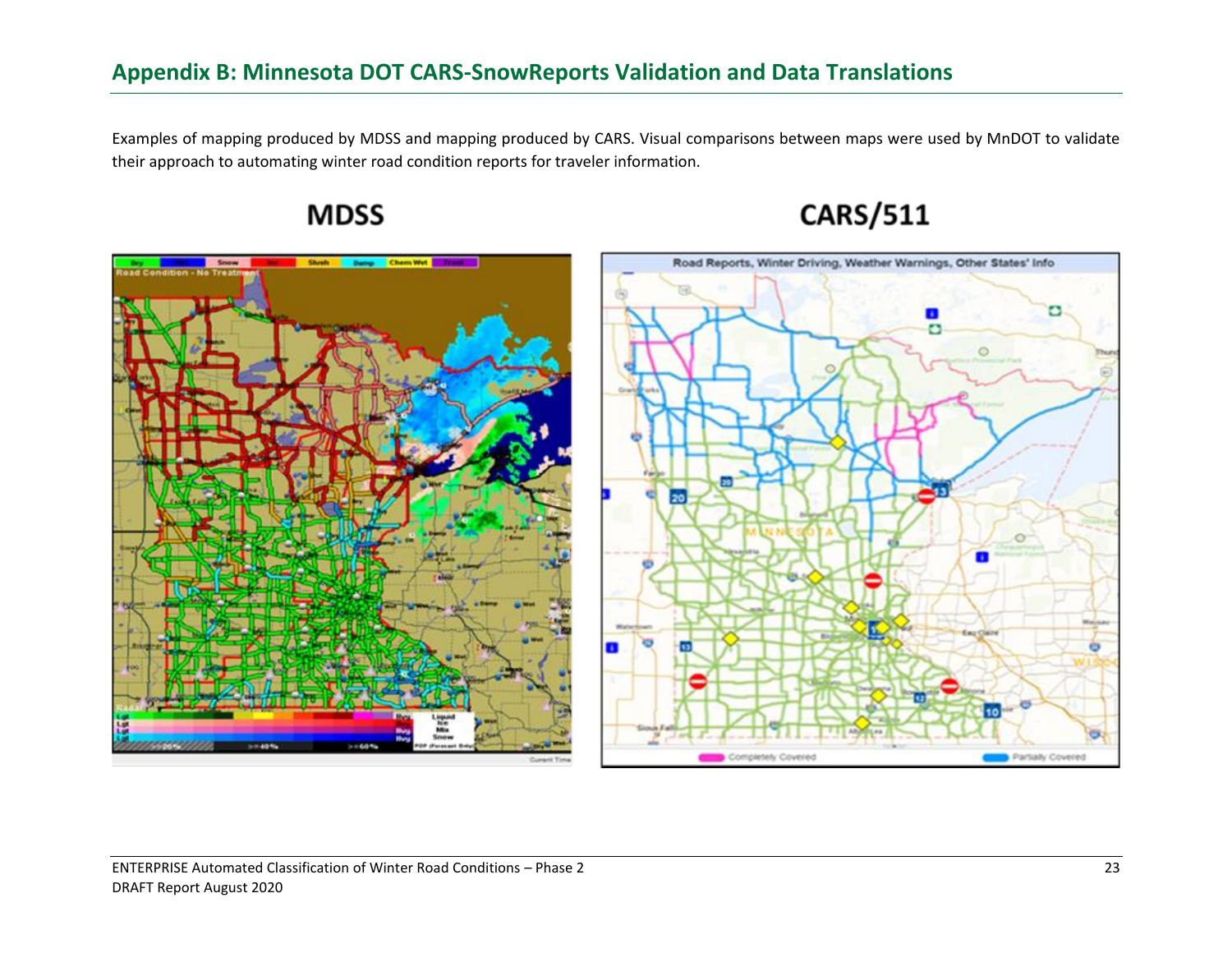## Appendix B: Minnesota DOT CARS-SnowReports Validation and Data Translations

Examples of mapping produced by MDSS and mapping produced by CARS. Visual comparisons between maps were used by MnDOT to validate their approach to automating winter road condition reports for traveler information.

**MDSS**

**CARS/511**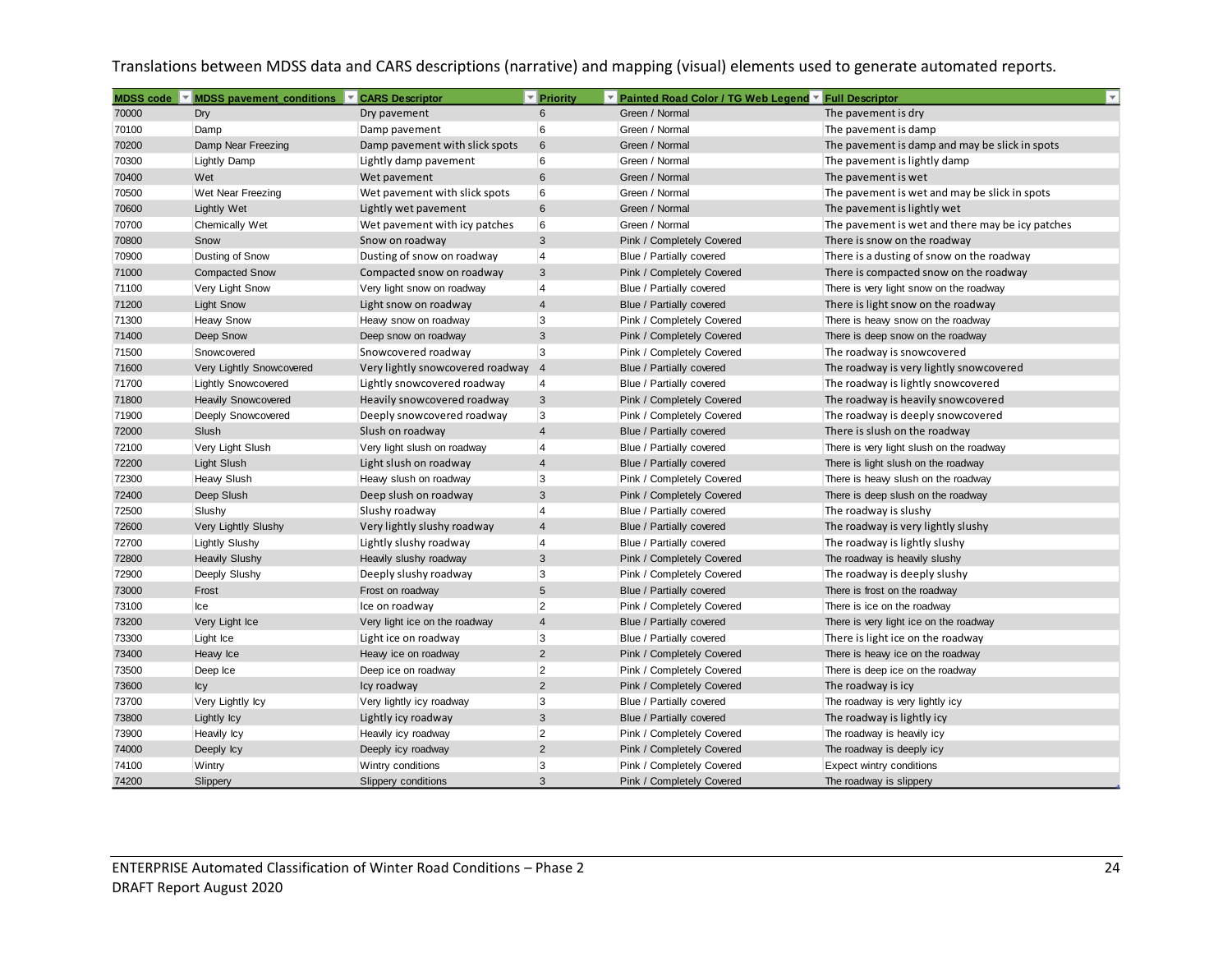Translations between MDSS data and CARS descriptions (narrative) and mapping (visual) elements used to generate automated reports.

| MDSS code | MDSS pavement_conditions | CARS Descriptor | Priority | Painted Road Color / TG Web Legend | Full Descriptor |
|---|---|---|---|---|---|
| 70000 | Dry | Dry pavement | 6 | Green / Normal | The pavement is dry |
| 70100 | Damp | Damp pavement | 6 | Green / Normal | The pavement is damp |
| 70200 | Damp Near Freezing | Damp pavement with slick spots | 6 | Green / Normal | The pavement is damp and may be slick in spots |
| 70300 | Lightly Damp | Lightly damp pavement | 6 | Green / Normal | The pavement is lightly damp |
| 70400 | Wet | Wet pavement | 6 | Green / Normal | The pavement is wet |
| 70500 | Wet Near Freezing | Wet pavement with slick spots | 6 | Green / Normal | The pavement is wet and may be slick in spots |
| 70600 | Lightly Wet | Lightly wet pavement | 6 | Green / Normal | The pavement is lightly wet |
| 70700 | Chemically Wet | Wet pavement with icy patches | 6 | Green / Normal | The pavement is wet and there may be icy patches |
| 70800 | Snow | Snow on roadway | 3 | Pink / Completely Covered | There is snow on the roadway |
| 70900 | Dusting of Snow | Dusting of snow on roadway | 4 | Blue / Partially covered | There is a dusting of snow on the roadway |
| 71000 | Compacted Snow | Compacted snow on roadway | 3 | Pink / Completely Covered | There is compacted snow on the roadway |
| 71100 | Very Light Snow | Very light snow on roadway | 4 | Blue / Partially covered | There is very light snow on the roadway |
| 71200 | Light Snow | Light snow on roadway | 4 | Blue / Partially covered | There is light snow on the roadway |
| 71300 | Heavy Snow | Heavy snow on roadway | 3 | Pink / Completely Covered | There is heavy snow on the roadway |
| 71400 | Deep Snow | Deep snow on roadway | 3 | Pink / Completely Covered | There is deep snow on the roadway |
| 71500 | Snowcovered | Snowcovered roadway | 3 | Pink / Completely Covered | The roadway is snowcovered |
| 71600 | Very Lightly Snowcovered | Very lightly snowcovered roadway | 4 | Blue / Partially covered | The roadway is very lightly snowcovered |
| 71700 | Lightly Snowcovered | Lightly snowcovered roadway | 4 | Blue / Partially covered | The roadway is lightly snowcovered |
| 71800 | Heavily Snowcovered | Heavily snowcovered roadway | 3 | Pink / Completely Covered | The roadway is heavily snowcovered |
| 71900 | Deeply Snowcovered | Deeply snowcovered roadway | 3 | Pink / Completely Covered | The roadway is deeply snowcovered |
| 72000 | Slush | Slush on roadway | 4 | Blue / Partially covered | There is slush on the roadway |
| 72100 | Very Light Slush | Very light slush on roadway | 4 | Blue / Partially covered | There is very light slush on the roadway |
| 72200 | Light Slush | Light slush on roadway | 4 | Blue / Partially covered | There is light slush on the roadway |
| 72300 | Heavy Slush | Heavy slush on roadway | 3 | Pink / Completely Covered | There is heavy slush on the roadway |
| 72400 | Deep Slush | Deep slush on roadway | 3 | Pink / Completely Covered | There is deep slush on the roadway |
| 72500 | Slushy | Slushy roadway | 4 | Blue / Partially covered | The roadway is slushy |
| 72600 | Very Lightly Slushy | Very lightly slushy roadway | 4 | Blue / Partially covered | The roadway is very lightly slushy |
| 72700 | Lightly Slushy | Lightly slushy roadway | 4 | Blue / Partially covered | The roadway is lightly slushy |
| 72800 | Heavily Slushy | Heavily slushy roadway | 3 | Pink / Completely Covered | The roadway is heavily slushy |
| 72900 | Deeply Slushy | Deeply slushy roadway | 3 | Pink / Completely Covered | The roadway is deeply slushy |
| 73000 | Frost | Frost on roadway | 5 | Blue / Partially covered | There is frost on the roadway |
| 73100 | Ice | Ice on roadway | 2 | Pink / Completely Covered | There is ice on the roadway |
| 73200 | Very Light Ice | Very light ice on the roadway | 4 | Blue / Partially covered | There is very light ice on the roadway |
| 73300 | Light Ice | Light ice on roadway | 3 | Blue / Partially covered | There is light ice on the roadway |
| 73400 | Heavy Ice | Heavy ice on roadway | 2 | Pink / Completely Covered | There is heavy ice on the roadway |
| 73500 | Deep Ice | Deep ice on roadway | 2 | Pink / Completely Covered | There is deep ice on the roadway |
| 73600 | Icy | Icy roadway | 2 | Pink / Completely Covered | The roadway is icy |
| 73700 | Very Lightly Icy | Very lightly icy roadway | 3 | Blue / Partially covered | The roadway is very lightly icy |
| 73800 | Lightly Icy | Lightly icy roadway | 3 | Blue / Partially covered | The roadway is lightly icy |
| 73900 | Heavily Icy | Heavily icy roadway | 2 | Pink / Completely Covered | The roadway is heavily icy |
| 74000 | Deeply Icy | Deeply icy roadway | 2 | Pink / Completely Covered | The roadway is deeply icy |
| 74100 | Wintry | Wintry conditions | 3 | Pink / Completely Covered | Expect wintry conditions |
| 74200 | Slippery | Slippery conditions | 3 | Pink / Completely Covered | The roadway is slippery |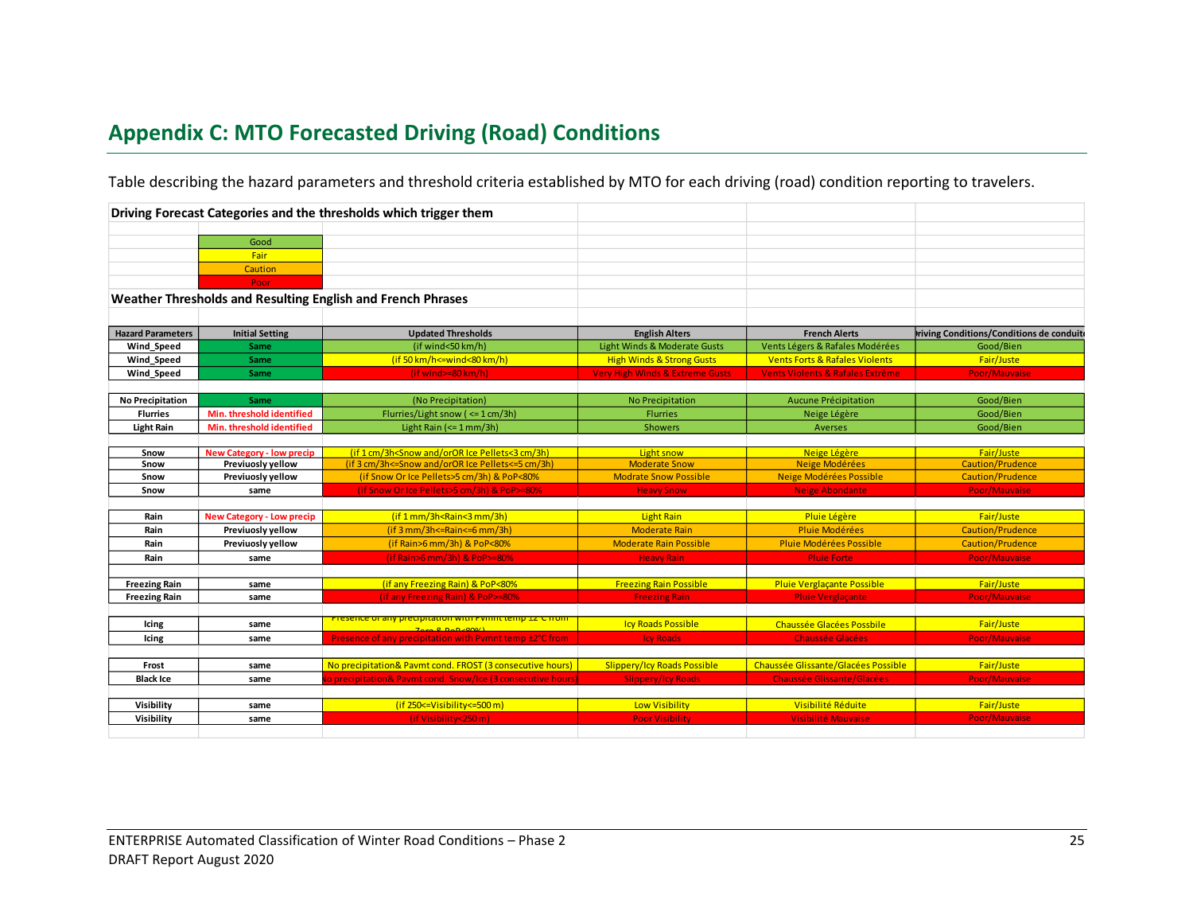## Appendix C: MTO Forecasted Driving (Road) Conditions

Table describing the hazard parameters and threshold criteria established by MTO for each driving (road) condition reporting to travelers.

**Driving Forecast Categories and the thresholds which trigger them**

| Category |
|---|
| Good |
| Fair |
| Caution |
| Poor |

**Weather Thresholds and Resulting English and French Phrases**

| Hazard Parameters | Initial Setting | Updated Thresholds | English Alters | French Alerts | Driving Conditions/Conditions de conduite |
|---|---|---|---|---|---|
| Wind_Speed | Same | (if wind<50 km/h) | Light Winds & Moderate Gusts | Vents Légers & Rafales Modérées | Good/Bien |
| Wind_Speed | Same | (if 50 km/h<=wind<80 km/h) | High Winds & Strong Gusts | Vents Forts & Rafales Violents | Fair/Juste |
| Wind_Speed | Same | (if wind>=80 km/h) | Very High Winds & Extreme Gusts | Vents Violents & Rafales Extrême | Poor/Mauvaise |
| | | | | | |
| No Precipitation | Same | (No Precipitation) | No Precipitation | Aucune Précipitation | Good/Bien |
| Flurries | Min. threshold identified | Flurries/Light snow ( <= 1 cm/3h) | Flurries | Neige Légère | Good/Bien |
| Light Rain | Min. threshold identified | Light Rain (<= 1 mm/3h) | Showers | Averses | Good/Bien |
| | | | | | |
| Snow | New Category - low precip | (if 1 cm/3h<Snow and/orOR Ice Pellets<3 cm/3h) | Light snow | Neige Légère | Fair/Juste |
| Snow | Previuosly yellow | (if 3 cm/3h<=Snow and/orOR Ice Pellets<=5 cm/3h) | Moderate Snow | Neige Modérées | Caution/Prudence |
| Snow | Previuosly yellow | (if Snow Or Ice Pellets>5 cm/3h) & PoP<80% | Modrate Snow Possible | Neige Modérées Possible | Caution/Prudence |
| Snow | same | (if Snow Or Ice Pellets>5 cm/3h) & PoP>=80% | Heavy Snow | Neige Abondante | Poor/Mauvaise |
| | | | | | |
| Rain | New Category - Low precip | (if 1 mm/3h<Rain<3 mm/3h) | Light Rain | Pluie Légère | Fair/Juste |
| Rain | Previuosly yellow | (if 3 mm/3h<=Rain<=6 mm/3h) | Moderate Rain | Pluie Modérées | Caution/Prudence |
| Rain | Previuosly yellow | (if Rain>6 mm/3h) & PoP<80% | Moderate Rain Possible | Pluie Modérées Possible | Caution/Prudence |
| Rain | same | (if Rain>6 mm/3h) & PoP>=80% | Heavy Rain | Pluie Forte | Poor/Mauvaise |
| | | | | | |
| Freezing Rain | same | (if any Freezing Rain) & PoP<80% | Freezing Rain Possible | Pluie Verglaçante Possible | Fair/Juste |
| Freezing Rain | same | (if any Freezing Rain) & PoP>=80% | Freezing Rain | Pluie Verglaçante | Poor/Mauvaise |
| | | | | | |
| Icing | same | Presence of any precipitation with Pvmnt temp ±2°C from Zero & PoP<80%) | Icy Roads Possible | Chaussée Glacées Possbile | Fair/Juste |
| Icing | same | Presence of any precipitation with Pvmnt temp ±2°C from | Icy Roads | Chaussée Glacées | Poor/Mauvaise |
| | | | | | |
| Frost | same | No precipitation& Pavmt cond. FROST (3 consecutive hours) | Slippery/Icy Roads Possible | Chaussée Glissante/Glacées Possible | Fair/Juste |
| Black Ice | same | No precipitation& Pavmt cond. Snow/Ice (3 consecutive hours) | Slippery/Icy Roads | Chaussée Glissante/Glacées | Poor/Mauvaise |
| | | | | | |
| Visibility | same | (if 250<=Visibility<=500 m) | Low Visibility | Visibilité Réduite | Fair/Juste |
| Visibility | same | (if Visibility<250 m) | Poor Visibility | Visibilité Mauvaise | Poor/Mauvaise |

ENTERPRISE Automated Classification of Winter Road Conditions – Phase 2
DRAFT Report August 2020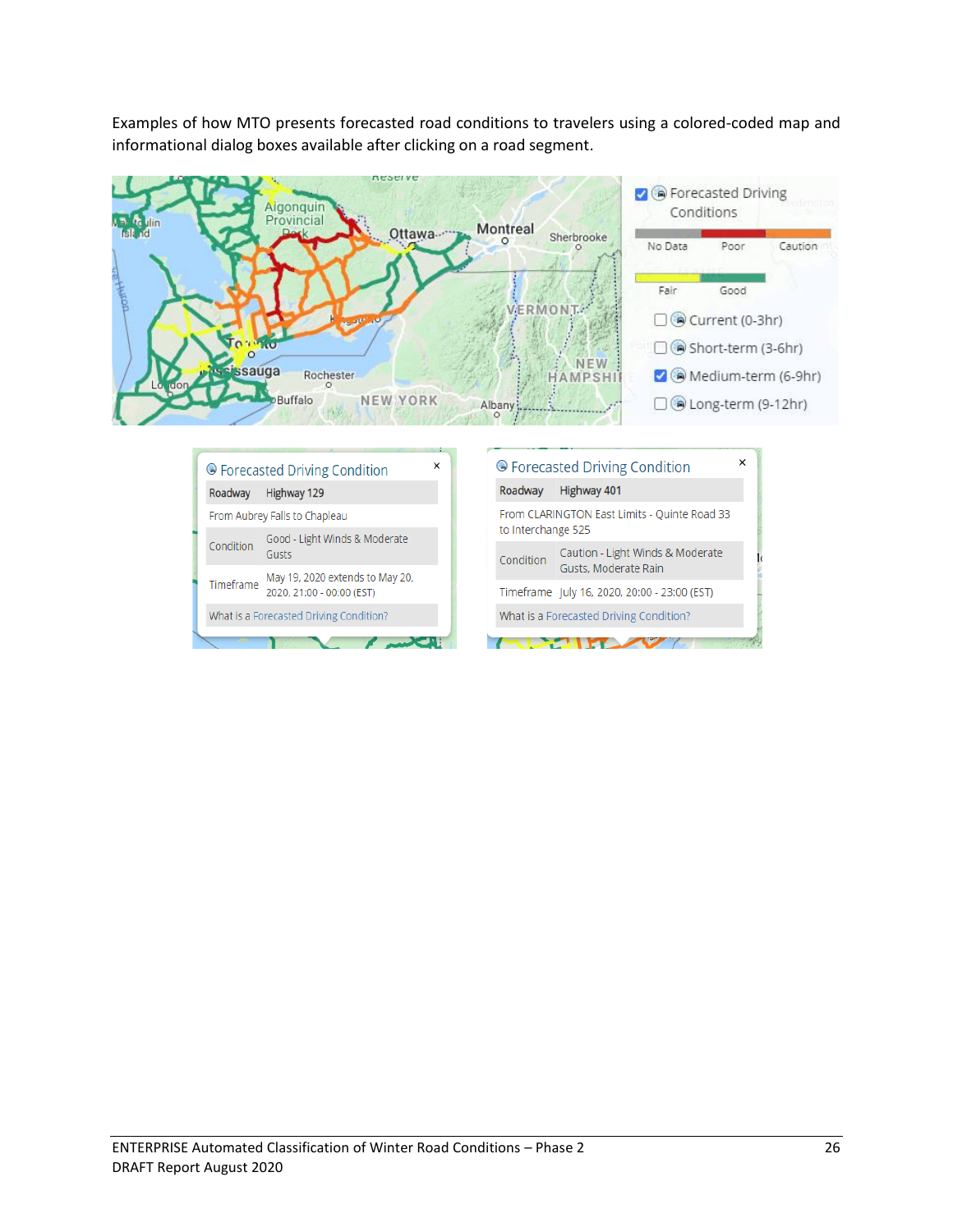Examples of how MTO presents forecasted road conditions to travelers using a colored-coded map and informational dialog boxes available after clicking on a road segment.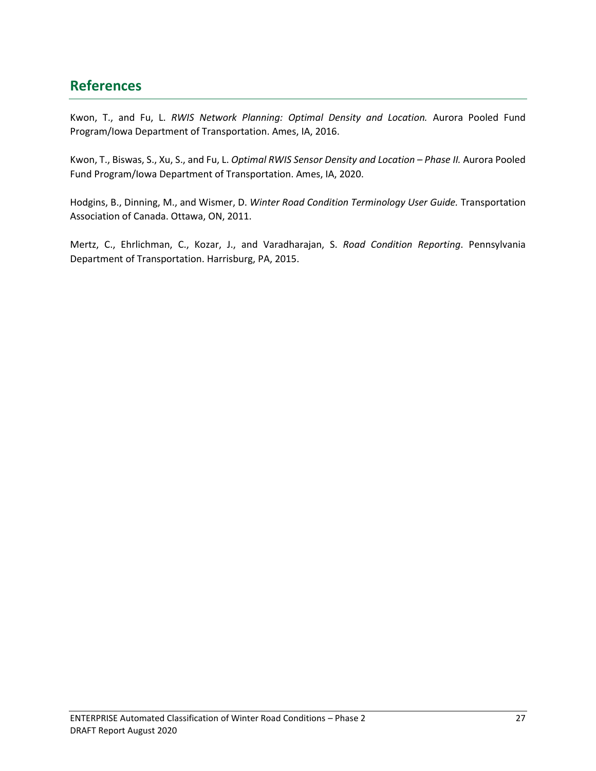## References

Kwon, T., and Fu, L. *RWIS Network Planning: Optimal Density and Location.* Aurora Pooled Fund Program/Iowa Department of Transportation. Ames, IA, 2016.

Kwon, T., Biswas, S., Xu, S., and Fu, L. *Optimal RWIS Sensor Density and Location – Phase II.* Aurora Pooled Fund Program/Iowa Department of Transportation. Ames, IA, 2020.

Hodgins, B., Dinning, M., and Wismer, D. *Winter Road Condition Terminology User Guide.* Transportation Association of Canada. Ottawa, ON, 2011.

Mertz, C., Ehrlichman, C., Kozar, J., and Varadharajan, S. *Road Condition Reporting*. Pennsylvania Department of Transportation. Harrisburg, PA, 2015.